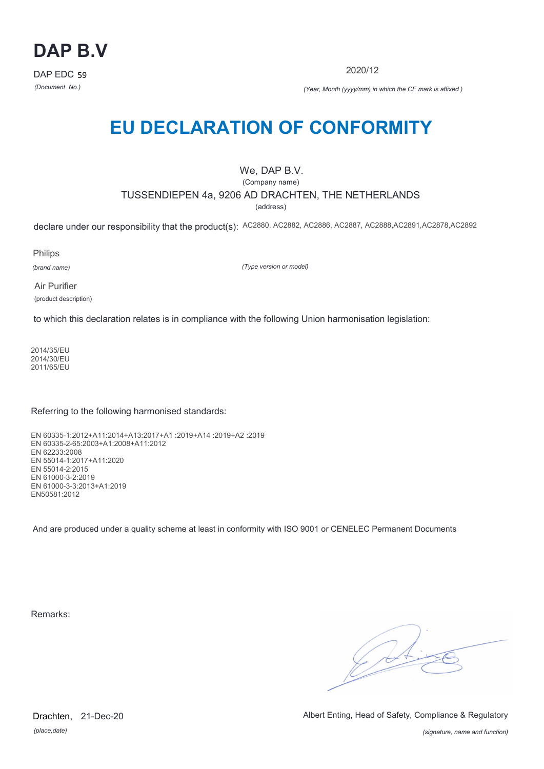# DAP B.V

DAP EDC 59

*(Document No.)*

2020/12

*(Year, Month (yyyy/mm) in which the CE mark is affixed )*

# EU DECLARATION OF CONFORMITY

We, DAP B.V.

(Company name)

TUSSENDIEPEN 4a, 9206 AD DRACHTEN, THE NETHERLANDS

(address)

declare under our responsibility that the product(s): AC2880, AC2882, AC2886, AC2887, AC2888,AC2891,AC2878,AC2892

Philips

*(brand name)*

*(Type version or model)*

Air Purifier

(product description)

to which this declaration relates is in compliance with the following Union harmonisation legislation:

2014/35/EU
2014/30/EU
2011/65/EU

Referring to the following harmonised standards:

EN 60335-1:2012+A11:2014+A13:2017+A1 :2019+A14 :2019+A2 :2019
EN 60335-2-65:2003+A1:2008+A11:2012
EN 62233:2008
EN 55014-1:2017+A11:2020
EN 55014-2:2015
EN 61000-3-2:2019
EN 61000-3-3:2013+A1:2019
EN50581:2012

And are produced under a quality scheme at least in conformity with ISO 9001 or CENELEC Permanent Documents

Remarks:

Drachten, 21-Dec-20

*(place,date)*

Albert Enting, Head of Safety, Compliance & Regulatory

*(signature, name and function)*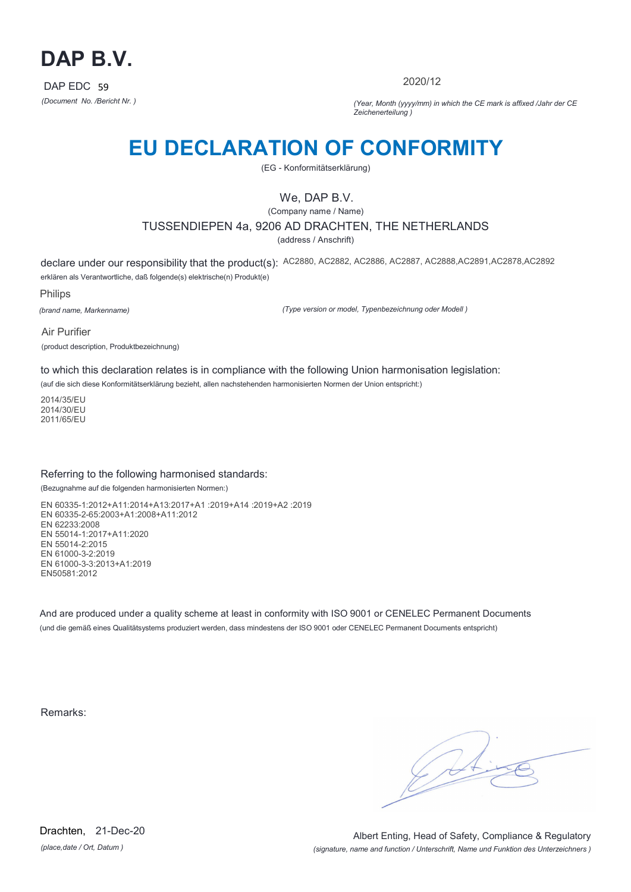# DAP B.V.

DAP EDC 59

*(Document No. /Bericht Nr. )*

2020/12

*(Year, Month (yyyy/mm) in which the CE mark is affixed /Jahr der CE Zeichenerteilung )*

# EU DECLARATION OF CONFORMITY

(EG - Konformitätserklärung)

We, DAP B.V.

(Company name / Name)

TUSSENDIEPEN 4a, 9206 AD DRACHTEN, THE NETHERLANDS

(address / Anschrift)

declare under our responsibility that the product(s): AC2880, AC2882, AC2886, AC2887, AC2888,AC2891,AC2878,AC2892

erklären als Verantwortliche, daß folgende(s) elektrische(n) Produkt(e)

Philips

*(brand name, Markenname)*

*(Type version or model, Typenbezeichnung oder Modell )*

Air Purifier

(product description, Produktbezeichnung)

to which this declaration relates is in compliance with the following Union harmonisation legislation:

(auf die sich diese Konformitätserklärung bezieht, allen nachstehenden harmonisierten Normen der Union entspricht:)

2014/35/EU
2014/30/EU
2011/65/EU

Referring to the following harmonised standards:

(Bezugnahme auf die folgenden harmonisierten Normen:)

EN 60335-1:2012+A11:2014+A13:2017+A1 :2019+A14 :2019+A2 :2019
EN 60335-2-65:2003+A1:2008+A11:2012
EN 62233:2008
EN 55014-1:2017+A11:2020
EN 55014-2:2015
EN 61000-3-2:2019
EN 61000-3-3:2013+A1:2019
EN50581:2012

And are produced under a quality scheme at least in conformity with ISO 9001 or CENELEC Permanent Documents

(und die gemäß eines Qualitätsystems produziert werden, dass mindestens der ISO 9001 oder CENELEC Permanent Documents entspricht)

Remarks:

Drachten, 21-Dec-20

*(place,date / Ort, Datum )*

Albert Enting, Head of Safety, Compliance & Regulatory

*(signature, name and function / Unterschrift, Name und Funktion des Unterzeichners )*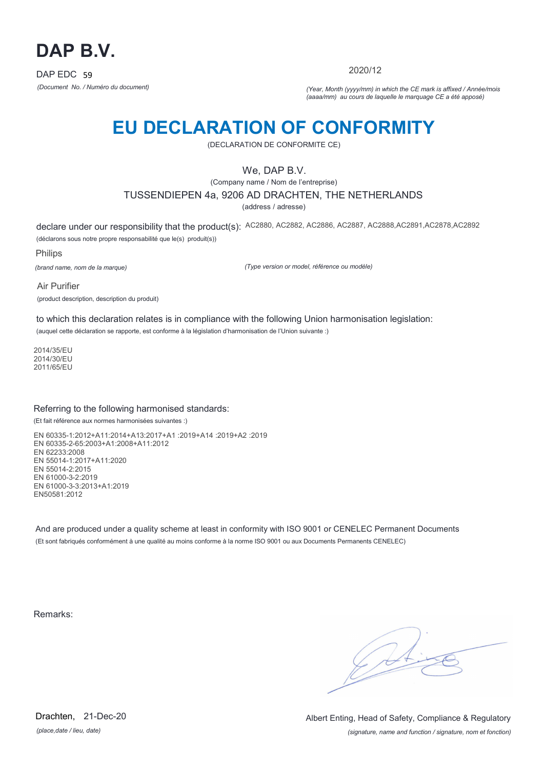# DAP B.V.

DAP EDC 59

*(Document No. / Numéro du document)*

2020/12

*(Year, Month (yyyy/mm) in which the CE mark is affixed / Année/mois (aaaa/mm) au cours de laquelle le marquage CE a été apposé)*

# EU DECLARATION OF CONFORMITY

(DECLARATION DE CONFORMITE CE)

We, DAP B.V.

(Company name / Nom de l'entreprise)

TUSSENDIEPEN 4a, 9206 AD DRACHTEN, THE NETHERLANDS

(address / adresse)

declare under our responsibility that the product(s): AC2880, AC2882, AC2886, AC2887, AC2888,AC2891,AC2878,AC2892

(déclarons sous notre propre responsabilité que le(s) produit(s))

Philips

*(brand name, nom de la marque)*

*(Type version or model, référence ou modèle)*

Air Purifier

(product description, description du produit)

to which this declaration relates is in compliance with the following Union harmonisation legislation:

(auquel cette déclaration se rapporte, est conforme à la législation d'harmonisation de l'Union suivante :)

2014/35/EU
2014/30/EU
2011/65/EU

Referring to the following harmonised standards:

(Et fait référence aux normes harmonisées suivantes :)

EN 60335-1:2012+A11:2014+A13:2017+A1 :2019+A14 :2019+A2 :2019
EN 60335-2-65:2003+A1:2008+A11:2012
EN 62233:2008
EN 55014-1:2017+A11:2020
EN 55014-2:2015
EN 61000-3-2:2019
EN 61000-3-3:2013+A1:2019
EN50581:2012

And are produced under a quality scheme at least in conformity with ISO 9001 or CENELEC Permanent Documents

(Et sont fabriqués conformément à une qualité au moins conforme à la norme ISO 9001 ou aux Documents Permanents CENELEC)

Remarks:

Drachten, 21-Dec-20

*(place,date / lieu, date)*

Albert Enting, Head of Safety, Compliance & Regulatory

*(signature, name and function / signature, nom et fonction)*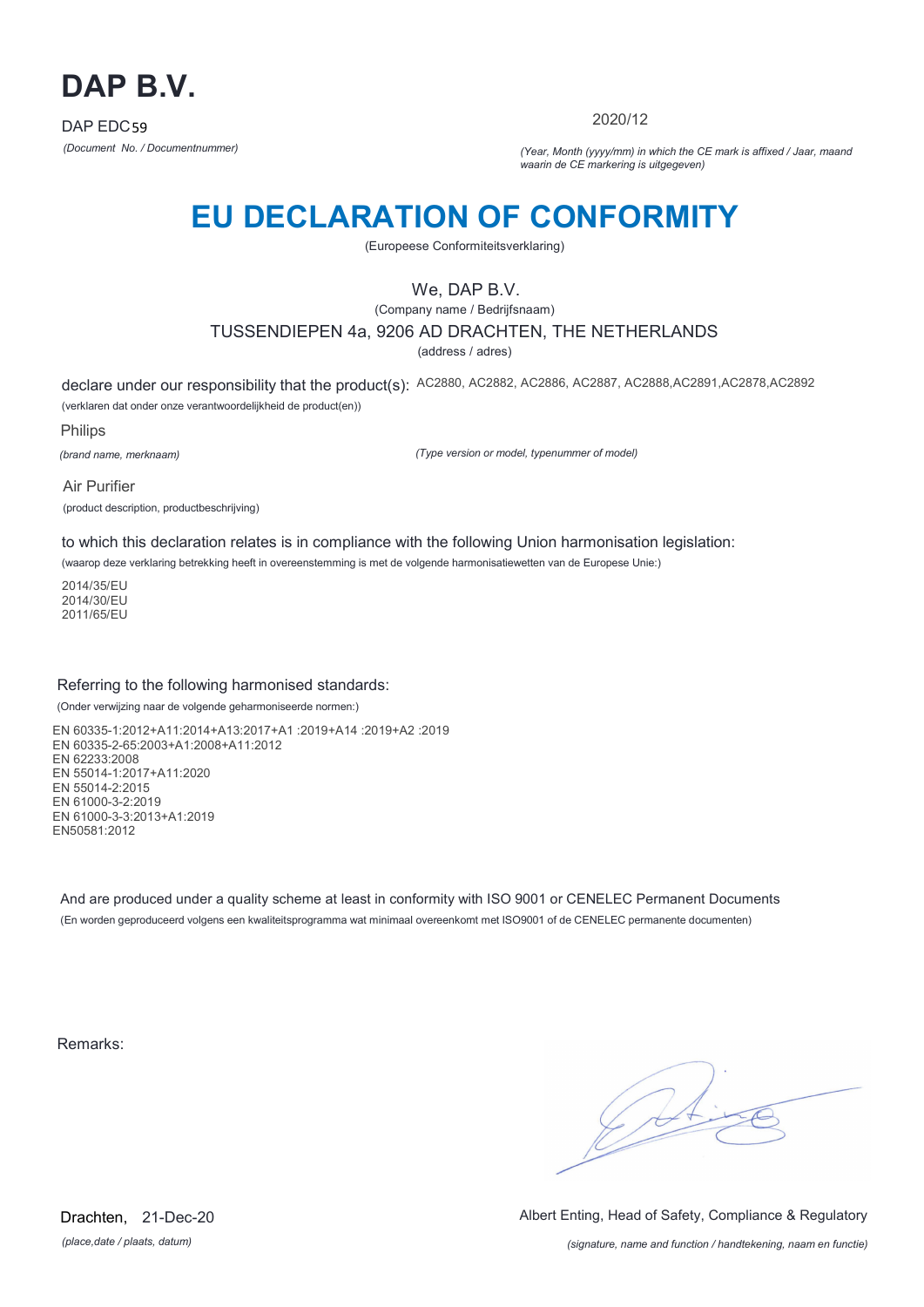# DAP B.V.

DAP EDC59

*(Document No. / Documentnummer)*

2020/12

*(Year, Month (yyyy/mm) in which the CE mark is affixed / Jaar, maand waarin de CE markering is uitgegeven)*

# EU DECLARATION OF CONFORMITY

(Europeese Conformiteitsverklaring)

We, DAP B.V.

(Company name / Bedrijfsnaam)

TUSSENDIEPEN 4a, 9206 AD DRACHTEN, THE NETHERLANDS

(address / adres)

declare under our responsibility that the product(s): AC2880, AC2882, AC2886, AC2887, AC2888,AC2891,AC2878,AC2892

(verklaren dat onder onze verantwoordelijkheid de product(en))

Philips

*(brand name, merknaam)*

*(Type version or model, typenummer of model)*

Air Purifier

(product description, productbeschrijving)

to which this declaration relates is in compliance with the following Union harmonisation legislation:

(waarop deze verklaring betrekking heeft in overeenstemming is met de volgende harmonisatiewetten van de Europese Unie:)

2014/35/EU
2014/30/EU
2011/65/EU

Referring to the following harmonised standards:

(Onder verwijzing naar de volgende geharmoniseerde normen:)

EN 60335-1:2012+A11:2014+A13:2017+A1 :2019+A14 :2019+A2 :2019
EN 60335-2-65:2003+A1:2008+A11:2012
EN 62233:2008
EN 55014-1:2017+A11:2020
EN 55014-2:2015
EN 61000-3-2:2019
EN 61000-3-3:2013+A1:2019
EN50581:2012

And are produced under a quality scheme at least in conformity with ISO 9001 or CENELEC Permanent Documents

(En worden geproduceerd volgens een kwaliteitsprogramma wat minimaal overeenkomt met ISO9001 of de CENELEC permanente documenten)

Remarks:

Drachten, 21-Dec-20

*(place,date / plaats, datum)*

Albert Enting, Head of Safety, Compliance & Regulatory

*(signature, name and function / handtekening, naam en functie)*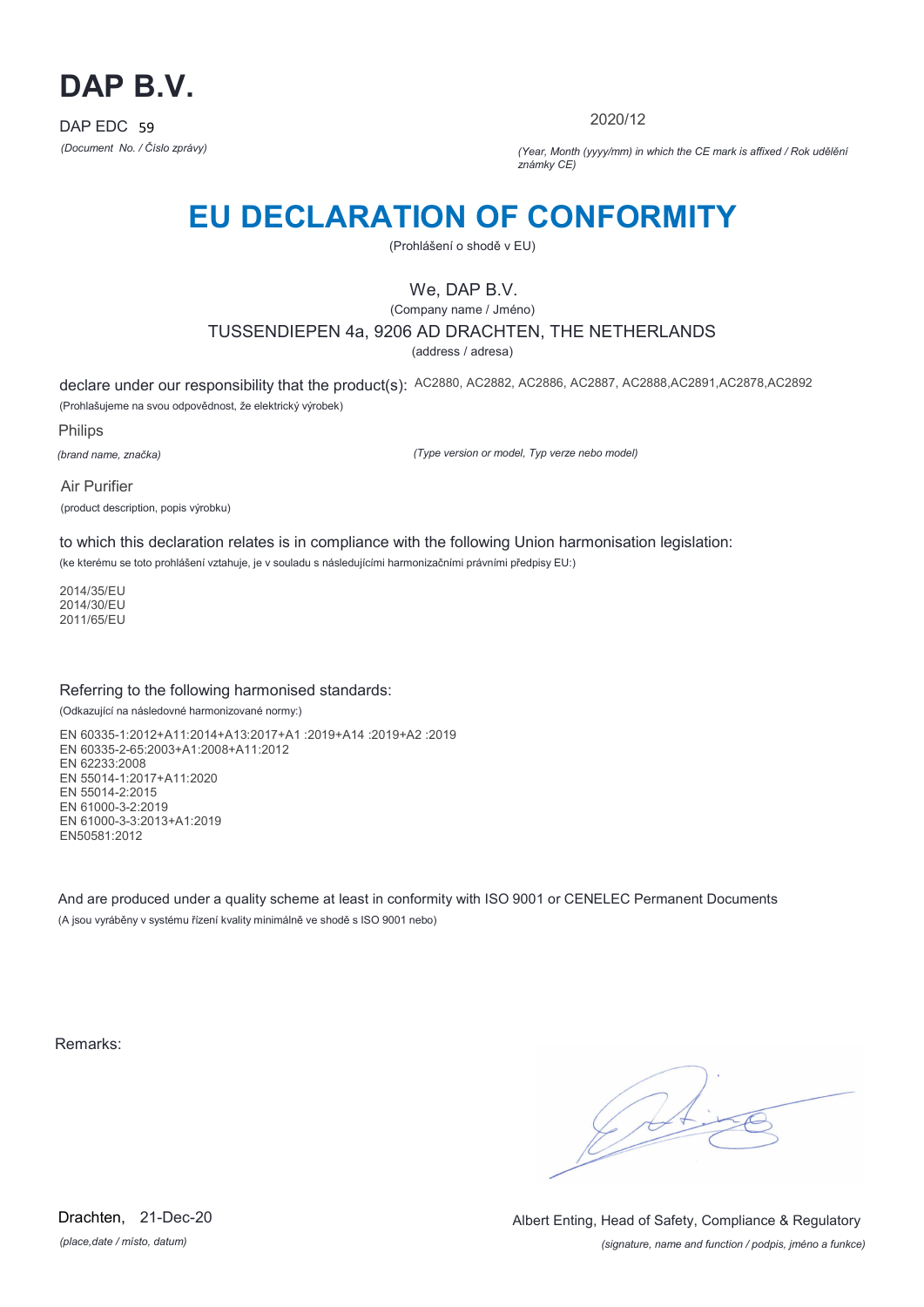# DAP B.V.

DAP EDC 59

*(Document No. / Číslo zprávy)*

2020/12

*(Year, Month (yyyy/mm) in which the CE mark is affixed / Rok udělění známky CE)*

# EU DECLARATION OF CONFORMITY

(Prohlášení o shodě v EU)

We, DAP B.V.

(Company name / Jméno)

TUSSENDIEPEN 4a, 9206 AD DRACHTEN, THE NETHERLANDS

(address / adresa)

declare under our responsibility that the product(s): AC2880, AC2882, AC2886, AC2887, AC2888,AC2891,AC2878,AC2892

(Prohlašujeme na svou odpovědnost, že elektrický výrobek)

Philips

*(brand name, značka)*

*(Type version or model, Typ verze nebo model)*

Air Purifier

(product description, popis výrobku)

to which this declaration relates is in compliance with the following Union harmonisation legislation:

(ke kterému se toto prohlášení vztahuje, je v souladu s následujícími harmonizačními právními předpisy EU:)

2014/35/EU
2014/30/EU
2011/65/EU

Referring to the following harmonised standards:

(Odkazující na následovné harmonizované normy:)

EN 60335-1:2012+A11:2014+A13:2017+A1 :2019+A14 :2019+A2 :2019
EN 60335-2-65:2003+A1:2008+A11:2012
EN 62233:2008
EN 55014-1:2017+A11:2020
EN 55014-2:2015
EN 61000-3-2:2019
EN 61000-3-3:2013+A1:2019
EN50581:2012

And are produced under a quality scheme at least in conformity with ISO 9001 or CENELEC Permanent Documents

(A jsou vyráběny v systému řízení kvality minimálně ve shodě s ISO 9001 nebo)

Remarks:

Drachten, 21-Dec-20

*(place,date / místo, datum)*

Albert Enting, Head of Safety, Compliance & Regulatory

*(signature, name and function / podpis, jméno a funkce)*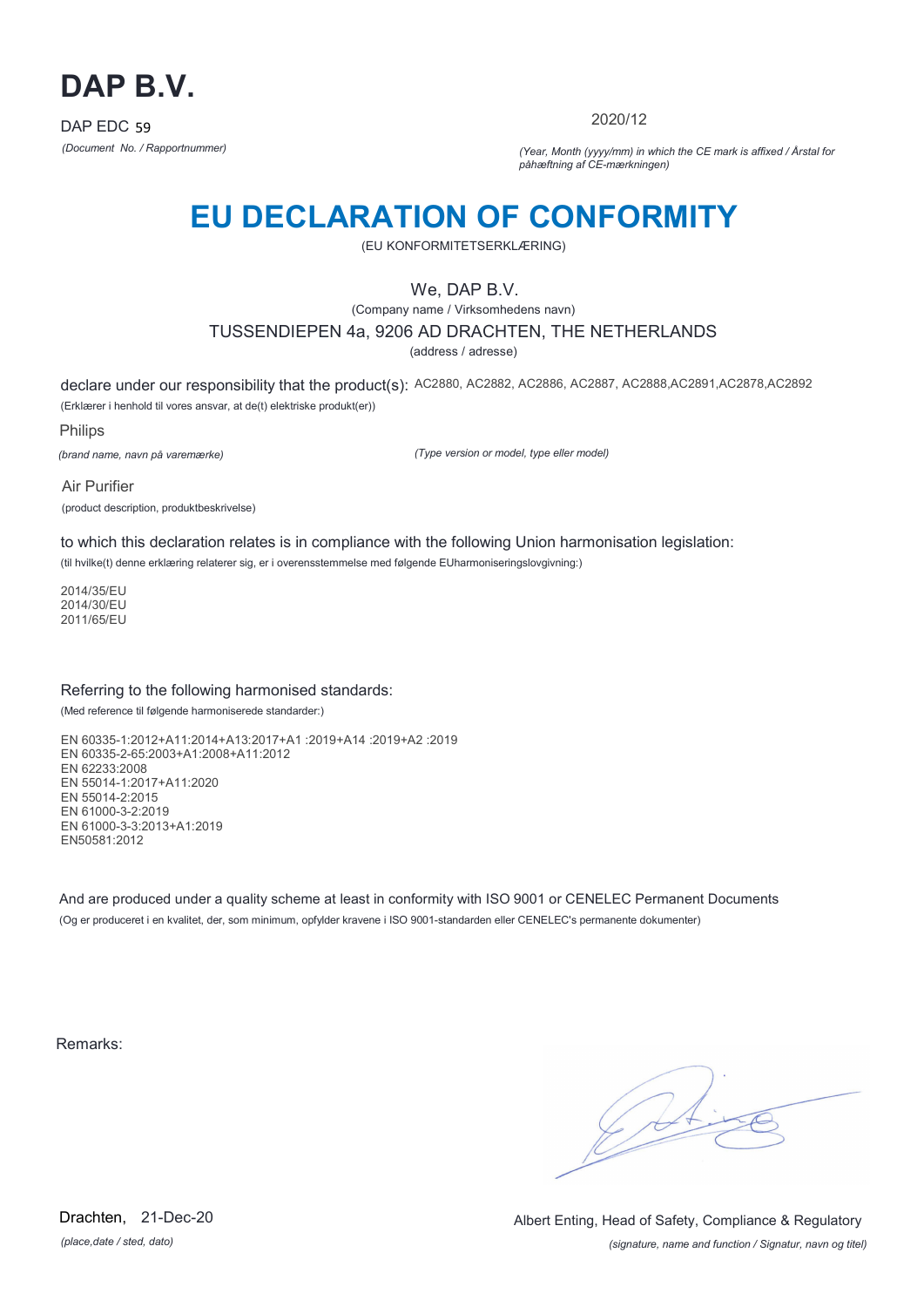# DAP B.V.

DAP EDC 59

*(Document No. / Rapportnummer)*

2020/12

*(Year, Month (yyyy/mm) in which the CE mark is affixed / Årstal for påhæftning af CE-mærkningen)*

# EU DECLARATION OF CONFORMITY

(EU KONFORMITETSERKLÆRING)

We, DAP B.V.

(Company name / Virksomhedens navn)

TUSSENDIEPEN 4a, 9206 AD DRACHTEN, THE NETHERLANDS

(address / adresse)

declare under our responsibility that the product(s): AC2880, AC2882, AC2886, AC2887, AC2888,AC2891,AC2878,AC2892

(Erklærer i henhold til vores ansvar, at de(t) elektriske produkt(er))

Philips

*(brand name, navn på varemærke)*

*(Type version or model, type eller model)*

Air Purifier

(product description, produktbeskrivelse)

to which this declaration relates is in compliance with the following Union harmonisation legislation:

(til hvilke(t) denne erklæring relaterer sig, er i overensstemmelse med følgende EUharmoniseringslovgivning:)

2014/35/EU
2014/30/EU
2011/65/EU

Referring to the following harmonised standards:

(Med reference til følgende harmoniserede standarder:)

EN 60335-1:2012+A11:2014+A13:2017+A1 :2019+A14 :2019+A2 :2019
EN 60335-2-65:2003+A1:2008+A11:2012
EN 62233:2008
EN 55014-1:2017+A11:2020
EN 55014-2:2015
EN 61000-3-2:2019
EN 61000-3-3:2013+A1:2019
EN50581:2012

And are produced under a quality scheme at least in conformity with ISO 9001 or CENELEC Permanent Documents

(Og er produceret i en kvalitet, der, som minimum, opfylder kravene i ISO 9001-standarden eller CENELEC's permanente dokumenter)

Remarks:

Drachten, 21-Dec-20

*(place,date / sted, dato)*

Albert Enting, Head of Safety, Compliance & Regulatory

*(signature, name and function / Signatur, navn og titel)*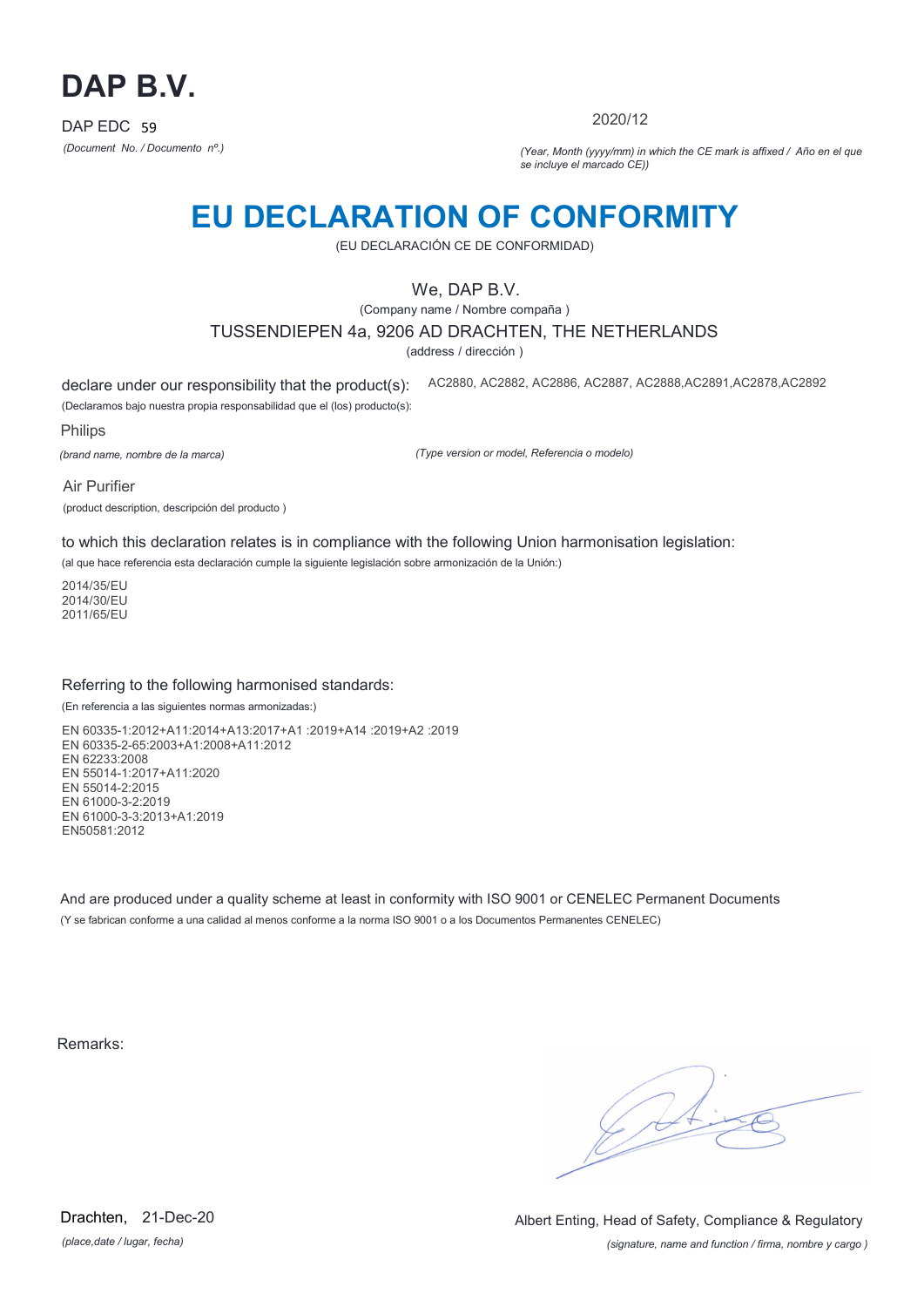# DAP B.V.

DAP EDC 59

*(Document No. / Documento nº.)*

2020/12

*(Year, Month (yyyy/mm) in which the CE mark is affixed / Año en el que se incluye el marcado CE))*

# EU DECLARATION OF CONFORMITY

(EU DECLARACIÓN CE DE CONFORMIDAD)

We, DAP B.V.

(Company name / Nombre compaña )

TUSSENDIEPEN 4a, 9206 AD DRACHTEN, THE NETHERLANDS

(address / dirección )

declare under our responsibility that the product(s):

(Declaramos bajo nuestra propia responsabilidad que el (los) producto(s):

AC2880, AC2882, AC2886, AC2887, AC2888,AC2891,AC2878,AC2892

Philips

*(brand name, nombre de la marca)*

*(Type version or model, Referencia o modelo)*

Air Purifier

(product description, descripción del producto )

to which this declaration relates is in compliance with the following Union harmonisation legislation:

(al que hace referencia esta declaración cumple la siguiente legislación sobre armonización de la Unión:)

2014/35/EU
2014/30/EU
2011/65/EU

Referring to the following harmonised standards:

(En referencia a las siguientes normas armonizadas:)

EN 60335-1:2012+A11:2014+A13:2017+A1 :2019+A14 :2019+A2 :2019
EN 60335-2-65:2003+A1:2008+A11:2012
EN 62233:2008
EN 55014-1:2017+A11:2020
EN 55014-2:2015
EN 61000-3-2:2019
EN 61000-3-3:2013+A1:2019
EN50581:2012

And are produced under a quality scheme at least in conformity with ISO 9001 or CENELEC Permanent Documents

(Y se fabrican conforme a una calidad al menos conforme a la norma ISO 9001 o a los Documentos Permanentes CENELEC)

Remarks:

Drachten, 21-Dec-20

*(place,date / lugar, fecha)*

Albert Enting, Head of Safety, Compliance & Regulatory

*(signature, name and function / firma, nombre y cargo )*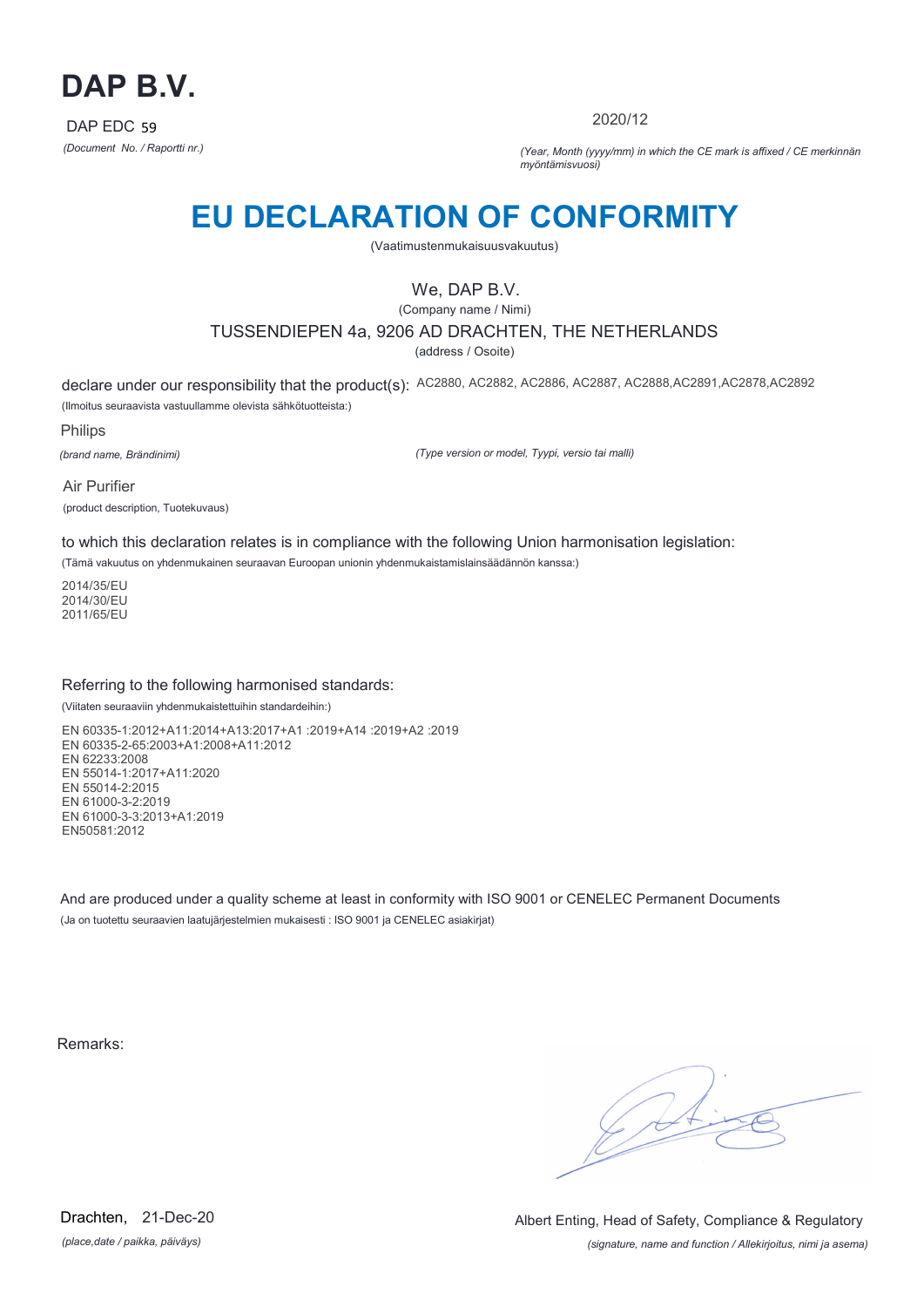# DAP B.V.

DAP EDC 59

*(Document No. / Raportti nr.)*

2020/12

*(Year, Month (yyyy/mm) in which the CE mark is affixed / CE merkinnän myöntämisvuosi)*

# EU DECLARATION OF CONFORMITY

(Vaatimustenmukaisuusvakuutus)

We, DAP B.V.

(Company name / Nimi)

TUSSENDIEPEN 4a, 9206 AD DRACHTEN, THE NETHERLANDS

(address / Osoite)

declare under our responsibility that the product(s): AC2880, AC2882, AC2886, AC2887, AC2888,AC2891,AC2878,AC2892

(Ilmoitus seuraavista vastuullamme olevista sähkötuotteista:)

Philips

*(brand name, Brändinimi)*

*(Type version or model, Tyypi, versio tai malli)*

Air Purifier

(product description, Tuotekuvaus)

to which this declaration relates is in compliance with the following Union harmonisation legislation:

(Tämä vakuutus on yhdenmukainen seuraavan Euroopan unionin yhdenmukaistamislainsäädännön kanssa:)

2014/35/EU
2014/30/EU
2011/65/EU

Referring to the following harmonised standards:

(Viitaten seuraaviin yhdenmukaistettuihin standardeihin:)

EN 60335-1:2012+A11:2014+A13:2017+A1 :2019+A14 :2019+A2 :2019
EN 60335-2-65:2003+A1:2008+A11:2012
EN 62233:2008
EN 55014-1:2017+A11:2020
EN 55014-2:2015
EN 61000-3-2:2019
EN 61000-3-3:2013+A1:2019
EN50581:2012

And are produced under a quality scheme at least in conformity with ISO 9001 or CENELEC Permanent Documents

(Ja on tuotettu seuraavien laatujärjestelmien mukaisesti : ISO 9001 ja CENELEC asiakirjat)

Remarks:

Drachten, 21-Dec-20

*(place,date / paikka, päiväys)*

Albert Enting, Head of Safety, Compliance & Regulatory

*(signature, name and function / Allekirjoitus, nimi ja asema)*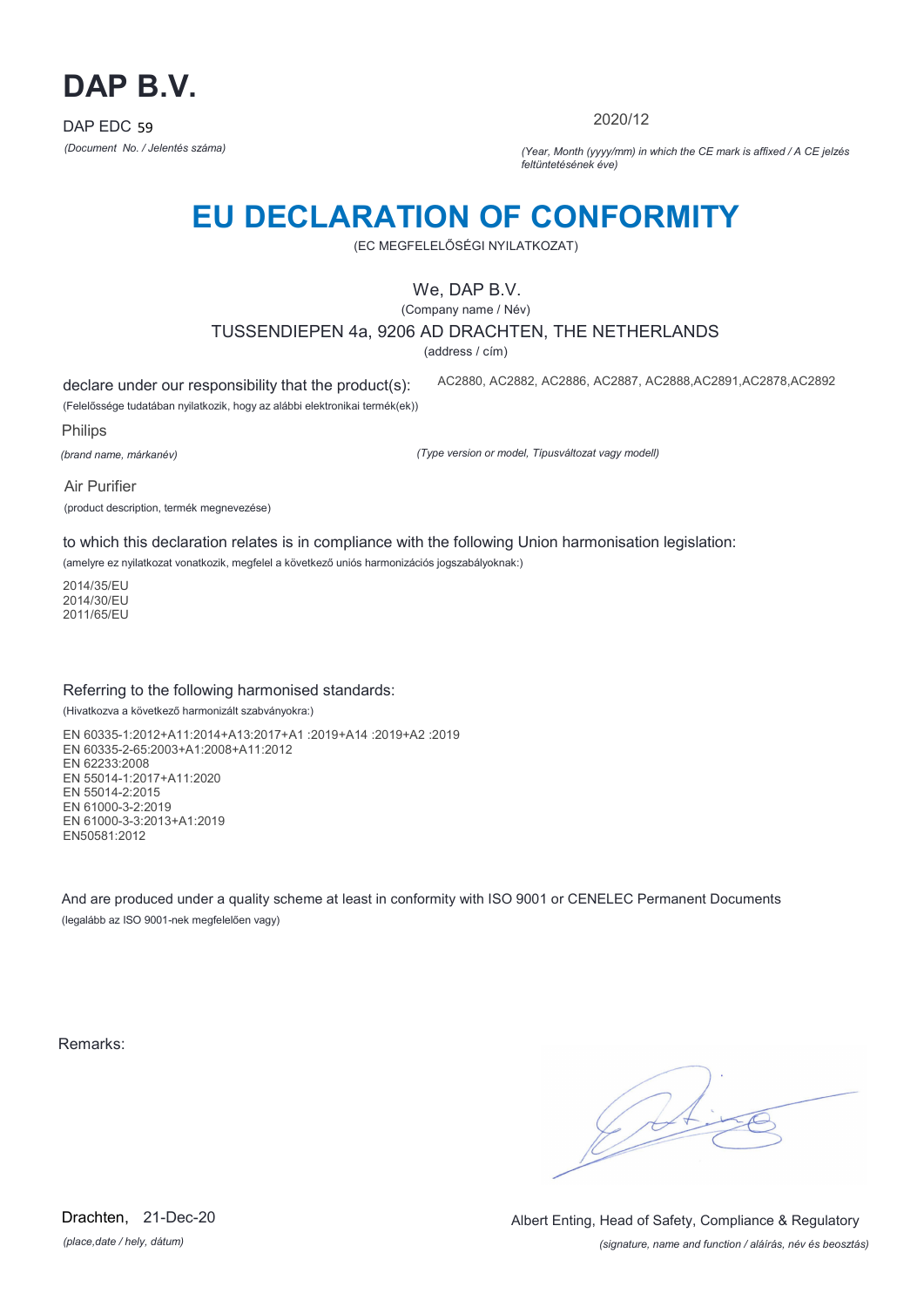# DAP B.V.

DAP EDC 59

*(Document No. / Jelentés száma)*

2020/12

*(Year, Month (yyyy/mm) in which the CE mark is affixed / A CE jelzés feltüntetésének éve)*

# EU DECLARATION OF CONFORMITY

(EC MEGFELELŐSÉGI NYILATKOZAT)

We, DAP B.V.

(Company name / Név)

TUSSENDIEPEN 4a, 9206 AD DRACHTEN, THE NETHERLANDS

(address / cím)

declare under our responsibility that the product(s): AC2880, AC2882, AC2886, AC2887, AC2888,AC2891,AC2878,AC2892

(Felelőssége tudatában nyilatkozik, hogy az alábbi elektronikai termék(ek))

Philips

*(brand name, márkanév)*

*(Type version or model, Típusváltozat vagy modell)*

Air Purifier

(product description, termék megnevezése)

to which this declaration relates is in compliance with the following Union harmonisation legislation:

(amelyre ez nyilatkozat vonatkozik, megfelel a következő uniós harmonizációs jogszabályoknak:)

2014/35/EU
2014/30/EU
2011/65/EU

Referring to the following harmonised standards:

(Hivatkozva a következő harmonizált szabványokra:)

EN 60335-1:2012+A11:2014+A13:2017+A1 :2019+A14 :2019+A2 :2019
EN 60335-2-65:2003+A1:2008+A11:2012
EN 62233:2008
EN 55014-1:2017+A11:2020
EN 55014-2:2015
EN 61000-3-2:2019
EN 61000-3-3:2013+A1:2019
EN50581:2012

And are produced under a quality scheme at least in conformity with ISO 9001 or CENELEC Permanent Documents

(legalább az ISO 9001-nek megfelelően vagy)

Remarks:

Drachten, 21-Dec-20

*(place,date / hely, dátum)*

Albert Enting, Head of Safety, Compliance & Regulatory

*(signature, name and function / aláírás, név és beosztás)*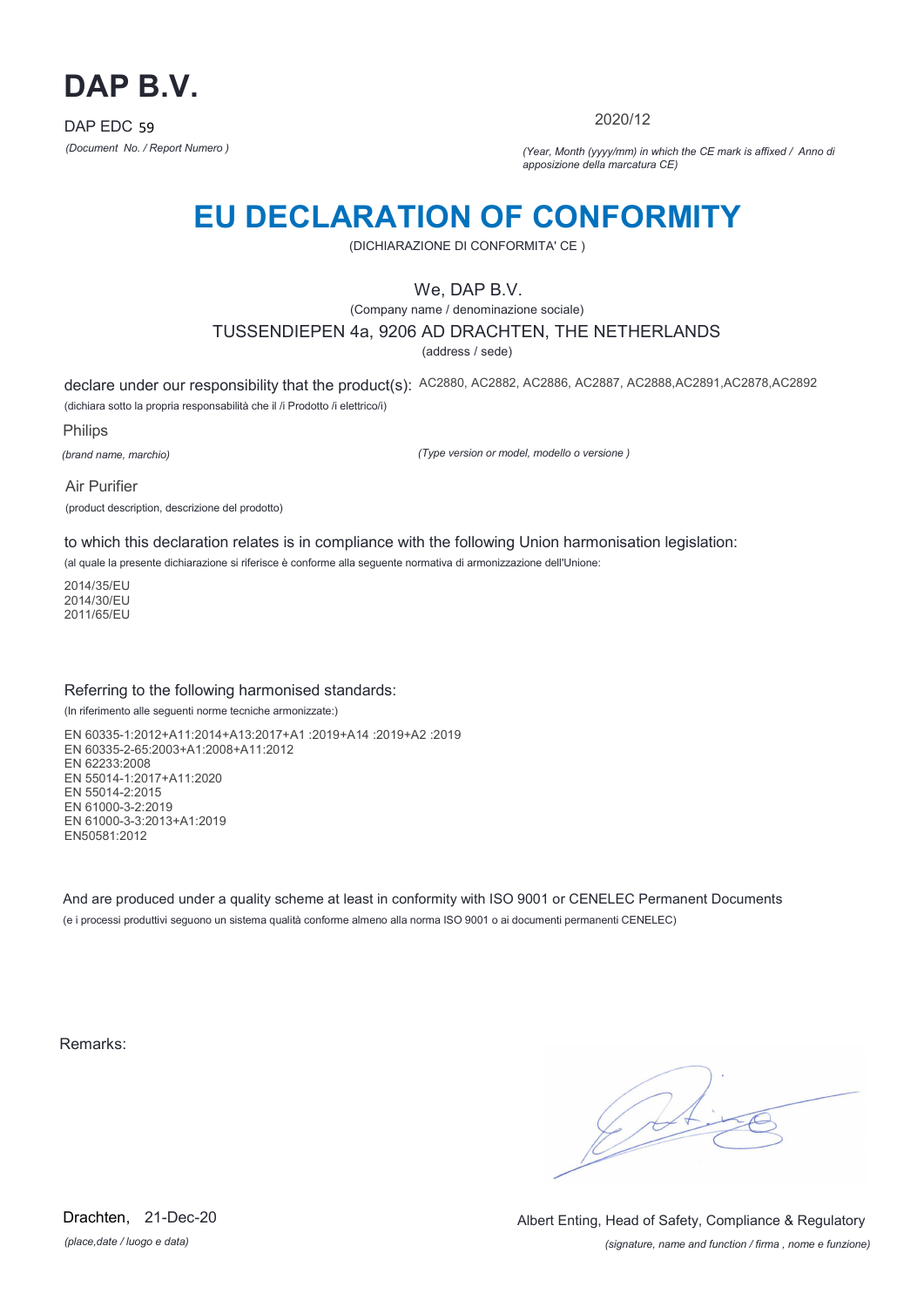# DAP B.V.

DAP EDC 59

*(Document No. / Report Numero )*

2020/12

*(Year, Month (yyyy/mm) in which the CE mark is affixed / Anno di apposizione della marcatura CE)*

# EU DECLARATION OF CONFORMITY

(DICHIARAZIONE DI CONFORMITA' CE )

We, DAP B.V.

(Company name / denominazione sociale)

TUSSENDIEPEN 4a, 9206 AD DRACHTEN, THE NETHERLANDS

(address / sede)

declare under our responsibility that the product(s): AC2880, AC2882, AC2886, AC2887, AC2888,AC2891,AC2878,AC2892

(dichiara sotto la propria responsabilità che il /i Prodotto /i elettrico/i)

Philips

*(brand name, marchio)*

*(Type version or model, modello o versione )*

Air Purifier

(product description, descrizione del prodotto)

to which this declaration relates is in compliance with the following Union harmonisation legislation:

(al quale la presente dichiarazione si riferisce è conforme alla seguente normativa di armonizzazione dell'Unione:

2014/35/EU
2014/30/EU
2011/65/EU

Referring to the following harmonised standards:

(In riferimento alle seguenti norme tecniche armonizzate:)

EN 60335-1:2012+A11:2014+A13:2017+A1 :2019+A14 :2019+A2 :2019
EN 60335-2-65:2003+A1:2008+A11:2012
EN 62233:2008
EN 55014-1:2017+A11:2020
EN 55014-2:2015
EN 61000-3-2:2019
EN 61000-3-3:2013+A1:2019
EN50581:2012

And are produced under a quality scheme at least in conformity with ISO 9001 or CENELEC Permanent Documents

(e i processi produttivi seguono un sistema qualità conforme almeno alla norma ISO 9001 o ai documenti permanenti CENELEC)

Remarks:

Drachten, 21-Dec-20

*(place,date / luogo e data)*

Albert Enting, Head of Safety, Compliance & Regulatory

*(signature, name and function / firma , nome e funzione)*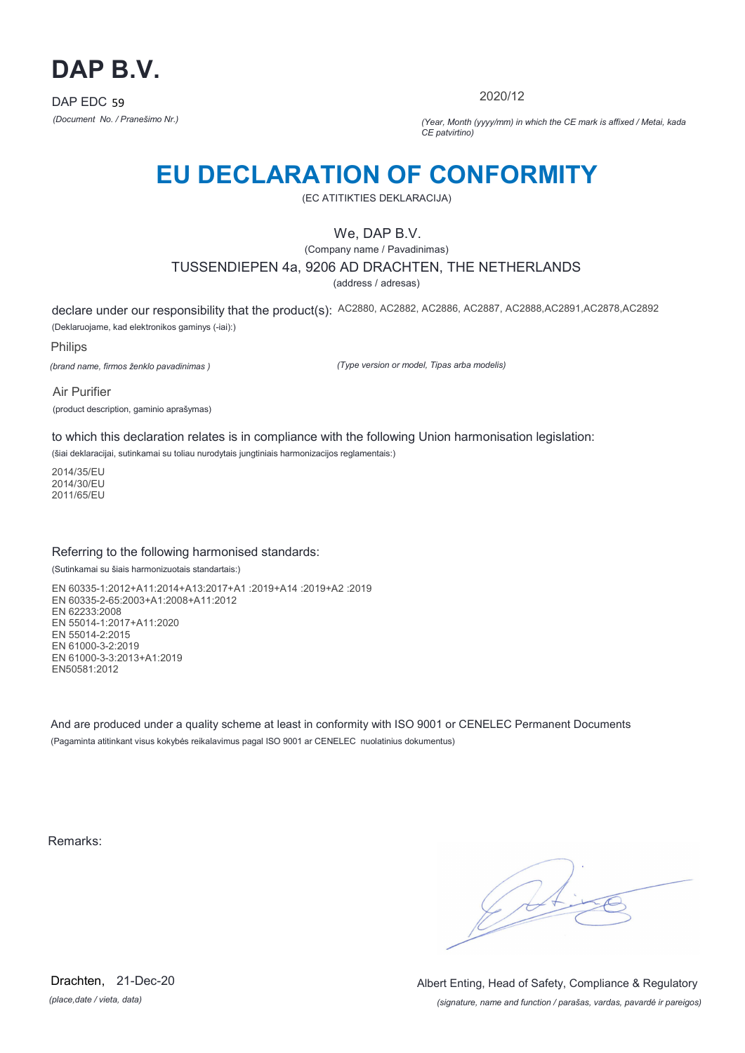# DAP B.V.

DAP EDC 59

*(Document No. / Pranešimo Nr.)*

2020/12

*(Year, Month (yyyy/mm) in which the CE mark is affixed / Metai, kada CE patvirtino)*

## EU DECLARATION OF CONFORMITY

(EC ATITIKTIES DEKLARACIJA)

We, DAP B.V.

(Company name / Pavadinimas)

TUSSENDIEPEN 4a, 9206 AD DRACHTEN, THE NETHERLANDS

(address / adresas)

declare under our responsibility that the product(s): AC2880, AC2882, AC2886, AC2887, AC2888,AC2891,AC2878,AC2892

(Deklaruojame, kad elektronikos gaminys (-iai):)

Philips

*(brand name, firmos ženklo pavadinimas )*

*(Type version or model, Tipas arba modelis)*

Air Purifier

(product description, gaminio aprašymas)

to which this declaration relates is in compliance with the following Union harmonisation legislation:

(šiai deklaracijai, sutinkamai su toliau nurodytais jungtiniais harmonizacijos reglamentais:)

2014/35/EU
2014/30/EU
2011/65/EU

Referring to the following harmonised standards:

(Sutinkamai su šiais harmonizuotais standartais:)

EN 60335-1:2012+A11:2014+A13:2017+A1 :2019+A14 :2019+A2 :2019
EN 60335-2-65:2003+A1:2008+A11:2012
EN 62233:2008
EN 55014-1:2017+A11:2020
EN 55014-2:2015
EN 61000-3-2:2019
EN 61000-3-3:2013+A1:2019
EN50581:2012

And are produced under a quality scheme at least in conformity with ISO 9001 or CENELEC Permanent Documents

(Pagaminta atitinkant visus kokybės reikalavimus pagal ISO 9001 ar CENELEC nuolatinius dokumentus)

Remarks:

Drachten, 21-Dec-20

*(place,date / vieta, data)*

Albert Enting, Head of Safety, Compliance & Regulatory

*(signature, name and function / parašas, vardas, pavardė ir pareigos)*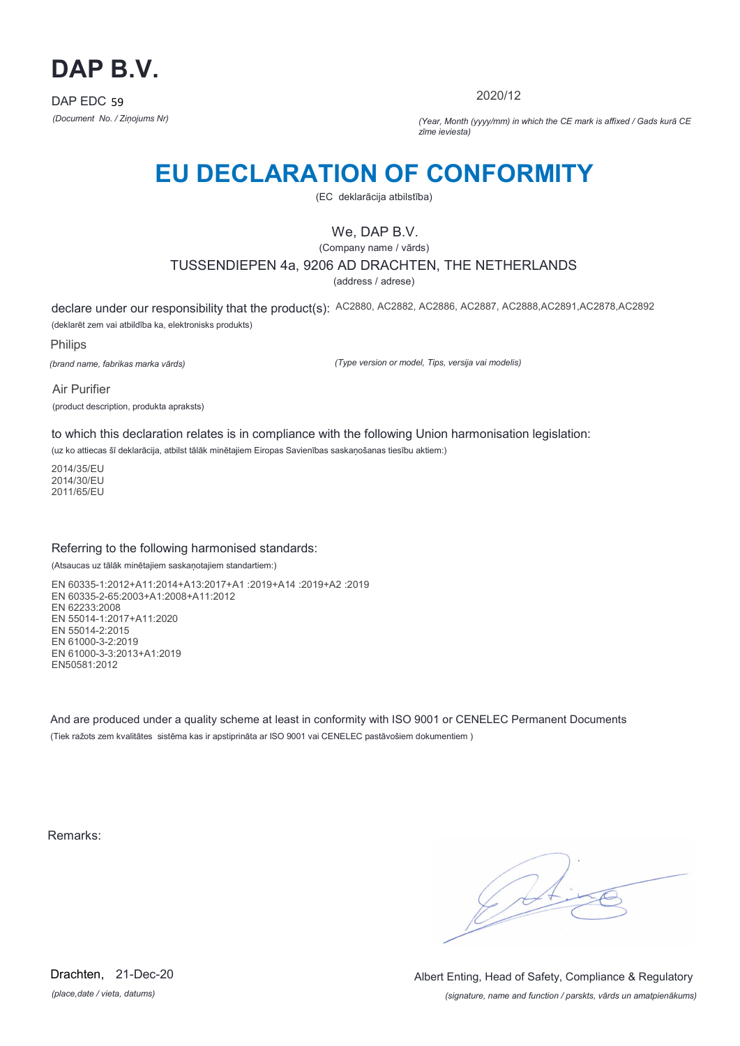# DAP B.V.

DAP EDC 59

*(Document No. / Ziņojums Nr)*

2020/12

*(Year, Month (yyyy/mm) in which the CE mark is affixed / Gads kurā CE zīme ieviesta)*

## EU DECLARATION OF CONFORMITY

(EC deklarācija atbilstība)

We, DAP B.V.

(Company name / vārds)

TUSSENDIEPEN 4a, 9206 AD DRACHTEN, THE NETHERLANDS

(address / adrese)

declare under our responsibility that the product(s): AC2880, AC2882, AC2886, AC2887, AC2888,AC2891,AC2878,AC2892

(deklarēt zem vai atbildība ka, elektronisks produkts)

Philips

*(brand name, fabrikas marka vārds)*

*(Type version or model, Tips, versija vai modelis)*

Air Purifier

(product description, produkta apraksts)

to which this declaration relates is in compliance with the following Union harmonisation legislation:

(uz ko attiecas šī deklarācija, atbilst tālāk minētajiem Eiropas Savienības saskaņošanas tiesību aktiem:)

2014/35/EU
2014/30/EU
2011/65/EU

Referring to the following harmonised standards:

(Atsaucas uz tālāk minētajiem saskaņotajiem standartiem:)

EN 60335-1:2012+A11:2014+A13:2017+A1 :2019+A14 :2019+A2 :2019
EN 60335-2-65:2003+A1:2008+A11:2012
EN 62233:2008
EN 55014-1:2017+A11:2020
EN 55014-2:2015
EN 61000-3-2:2019
EN 61000-3-3:2013+A1:2019
EN50581:2012

And are produced under a quality scheme at least in conformity with ISO 9001 or CENELEC Permanent Documents

(Tiek ražots zem kvalitātes sistēma kas ir apstiprināta ar ISO 9001 vai CENELEC pastāvošiem dokumentiem )

Remarks:

Drachten, 21-Dec-20

*(place,date / vieta, datums)*

Albert Enting, Head of Safety, Compliance & Regulatory

*(signature, name and function / parskts, vārds un amatpienākums)*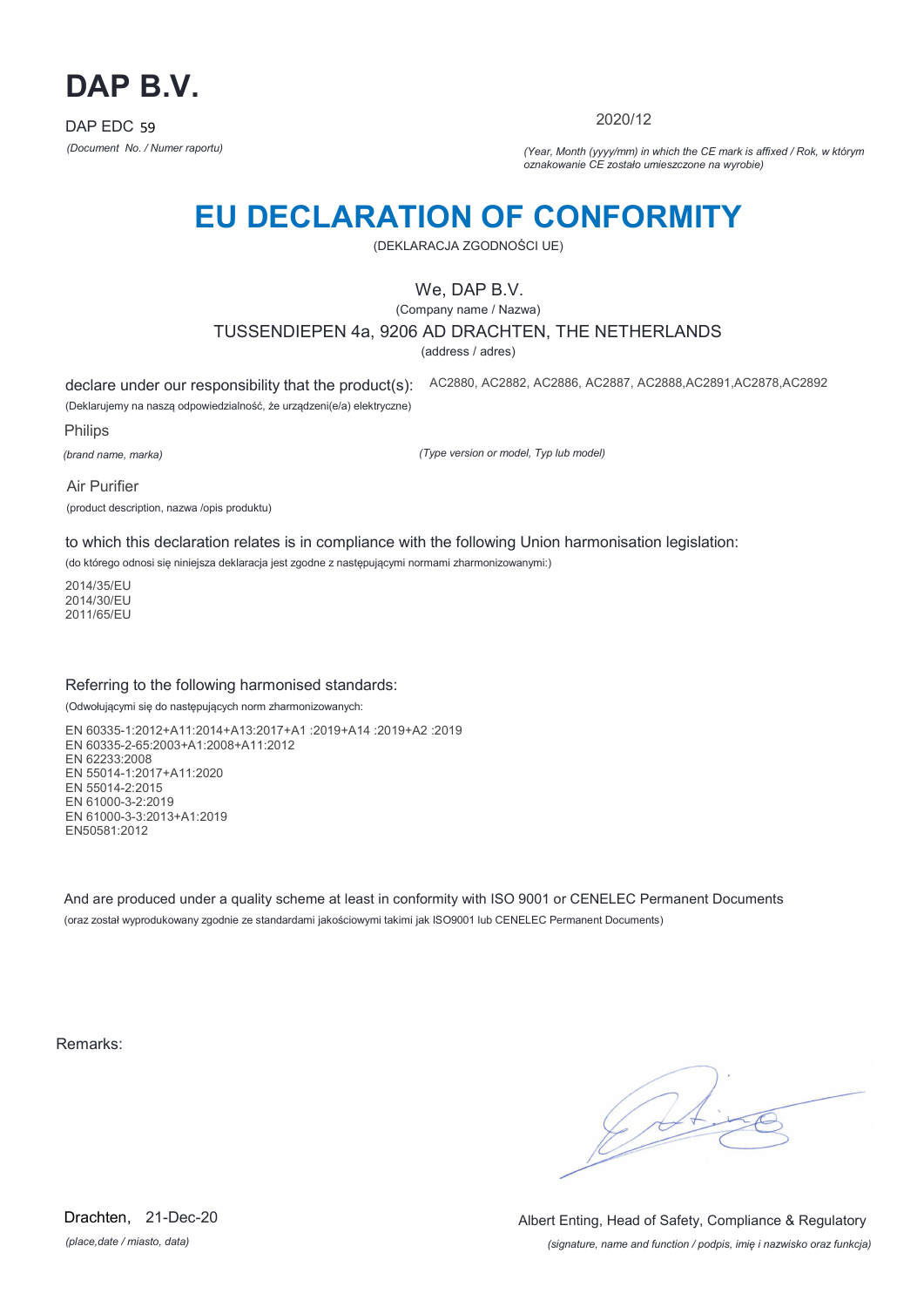# DAP B.V.

DAP EDC 59

*(Document No. / Numer raportu)*

2020/12

*(Year, Month (yyyy/mm) in which the CE mark is affixed / Rok, w którym oznakowanie CE zostało umieszczone na wyrobie)*

# EU DECLARATION OF CONFORMITY

(DEKLARACJA ZGODNOŚCI UE)

We, DAP B.V.

(Company name / Nazwa)

TUSSENDIEPEN 4a, 9206 AD DRACHTEN, THE NETHERLANDS

(address / adres)

declare under our responsibility that the product(s): AC2880, AC2882, AC2886, AC2887, AC2888,AC2891,AC2878,AC2892

(Deklarujemy na naszą odpowiedzialność, że urządzeni(e/a) elektryczne)

Philips

*(brand name, marka)*

*(Type version or model, Typ lub model)*

Air Purifier

(product description, nazwa /opis produktu)

to which this declaration relates is in compliance with the following Union harmonisation legislation:

(do którego odnosi się niniejsza deklaracja jest zgodne z następującymi normami zharmonizowanymi:)

2014/35/EU
2014/30/EU
2011/65/EU

Referring to the following harmonised standards:

(Odwołującymi się do następujących norm zharmonizowanych:

EN 60335-1:2012+A11:2014+A13:2017+A1 :2019+A14 :2019+A2 :2019
EN 60335-2-65:2003+A1:2008+A11:2012
EN 62233:2008
EN 55014-1:2017+A11:2020
EN 55014-2:2015
EN 61000-3-2:2019
EN 61000-3-3:2013+A1:2019
EN50581:2012

And are produced under a quality scheme at least in conformity with ISO 9001 or CENELEC Permanent Documents

(oraz został wyprodukowany zgodnie ze standardami jakościowymi takimi jak ISO9001 lub CENELEC Permanent Documents)

Remarks:

Drachten, 21-Dec-20

*(place,date / miasto, data)*

Albert Enting, Head of Safety, Compliance & Regulatory

*(signature, name and function / podpis, imię i nazwisko oraz funkcja)*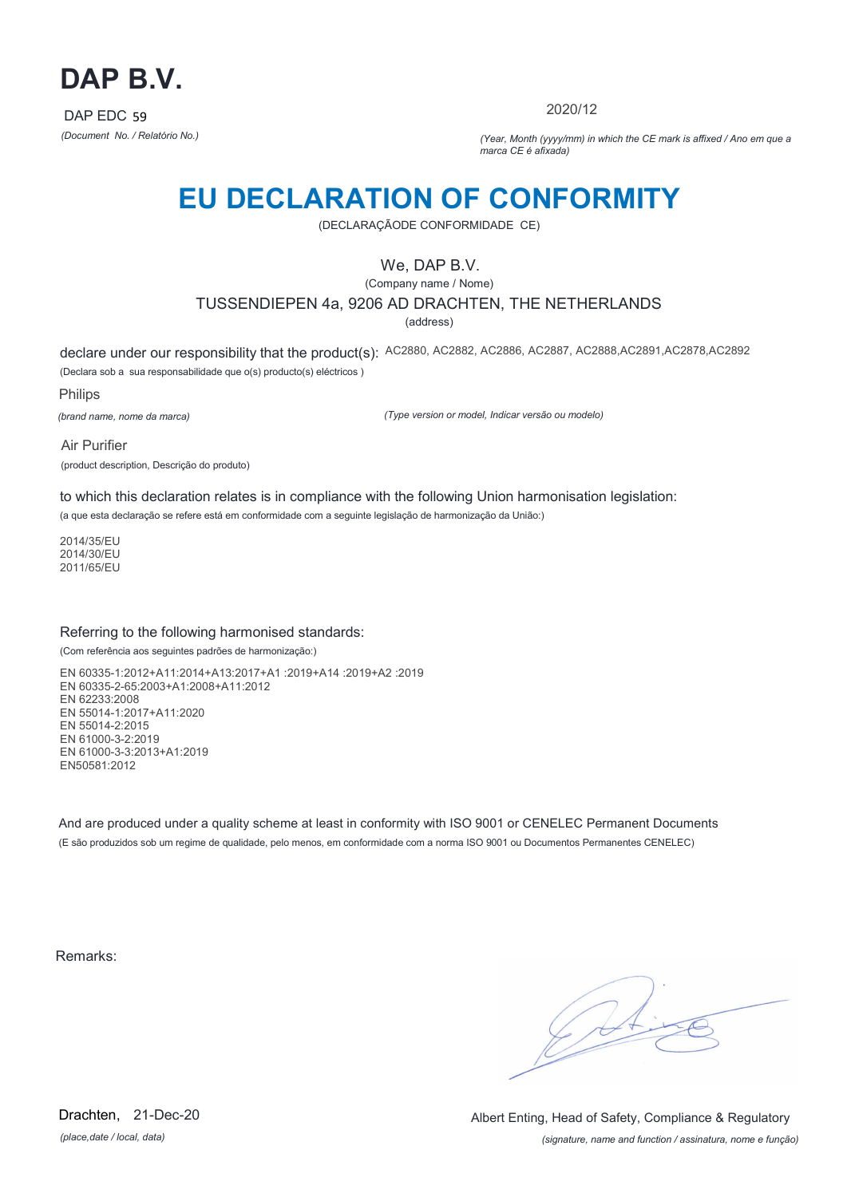# DAP B.V.

DAP EDC 59

*(Document No. / Relatório No.)*

2020/12

*(Year, Month (yyyy/mm) in which the CE mark is affixed / Ano em que a marca CE é afixada)*

# EU DECLARATION OF CONFORMITY

(DECLARAÇÃODE CONFORMIDADE CE)

We, DAP B.V.

(Company name / Nome)

TUSSENDIEPEN 4a, 9206 AD DRACHTEN, THE NETHERLANDS

(address)

declare under our responsibility that the product(s): AC2880, AC2882, AC2886, AC2887, AC2888,AC2891,AC2878,AC2892

(Declara sob a sua responsabilidade que o(s) producto(s) eléctricos )

Philips

*(brand name, nome da marca)*

*(Type version or model, Indicar versão ou modelo)*

Air Purifier

(product description, Descrição do produto)

to which this declaration relates is in compliance with the following Union harmonisation legislation:

(a que esta declaração se refere está em conformidade com a seguinte legislação de harmonização da União:)

2014/35/EU
2014/30/EU
2011/65/EU

Referring to the following harmonised standards:

(Com referência aos seguintes padrões de harmonização:)

EN 60335-1:2012+A11:2014+A13:2017+A1 :2019+A14 :2019+A2 :2019
EN 60335-2-65:2003+A1:2008+A11:2012
EN 62233:2008
EN 55014-1:2017+A11:2020
EN 55014-2:2015
EN 61000-3-2:2019
EN 61000-3-3:2013+A1:2019
EN50581:2012

And are produced under a quality scheme at least in conformity with ISO 9001 or CENELEC Permanent Documents

(E são produzidos sob um regime de qualidade, pelo menos, em conformidade com a norma ISO 9001 ou Documentos Permanentes CENELEC)

Remarks:

Drachten, 21-Dec-20

*(place,date / local, data)*

Albert Enting, Head of Safety, Compliance & Regulatory

*(signature, name and function / assinatura, nome e função)*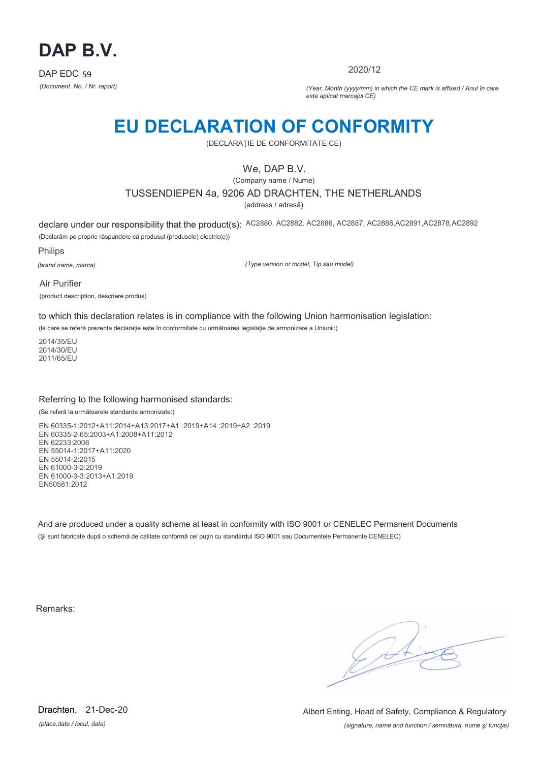# DAP B.V.

DAP EDC 59

*(Document No. / Nr. raport)*

2020/12

*(Year, Month (yyyy/mm) in which the CE mark is affixed / Anul în care este aplicat marcajul CE)*

# EU DECLARATION OF CONFORMITY

(DECLARAŢIE DE CONFORMITATE CE)

We, DAP B.V.

(Company name / Nume)

TUSSENDIEPEN 4a, 9206 AD DRACHTEN, THE NETHERLANDS

(address / adresă)

declare under our responsibility that the product(s): AC2880, AC2882, AC2886, AC2887, AC2888,AC2891,AC2878,AC2892

(Declarăm pe proprie răspundere că produsul (produsele) electric(e))

Philips

*(brand name, marca)*

*(Type version or model, Tip sau model)*

Air Purifier

(product description, descriere produs)

to which this declaration relates is in compliance with the following Union harmonisation legislation:

(la care se referă prezenta declaraţie este în conformitate cu următoarea legislaţie de armonizare a Uniunii:)

2014/35/EU
2014/30/EU
2011/65/EU

Referring to the following harmonised standards:

(Se referă la următoarele standarde armonizate:)

EN 60335-1:2012+A11:2014+A13:2017+A1 :2019+A14 :2019+A2 :2019
EN 60335-2-65:2003+A1:2008+A11:2012
EN 62233:2008
EN 55014-1:2017+A11:2020
EN 55014-2:2015
EN 61000-3-2:2019
EN 61000-3-3:2013+A1:2019
EN50581:2012

And are produced under a quality scheme at least in conformity with ISO 9001 or CENELEC Permanent Documents

(Şi sunt fabricate după o schemă de calitate conformă cel puţin cu standardul ISO 9001 sau Documentele Permanente CENELEC)

Remarks:

Drachten, 21-Dec-20

*(place,date / locul, data)*

Albert Enting, Head of Safety, Compliance & Regulatory

*(signature, name and function / semnătura, nume şi funcţie)*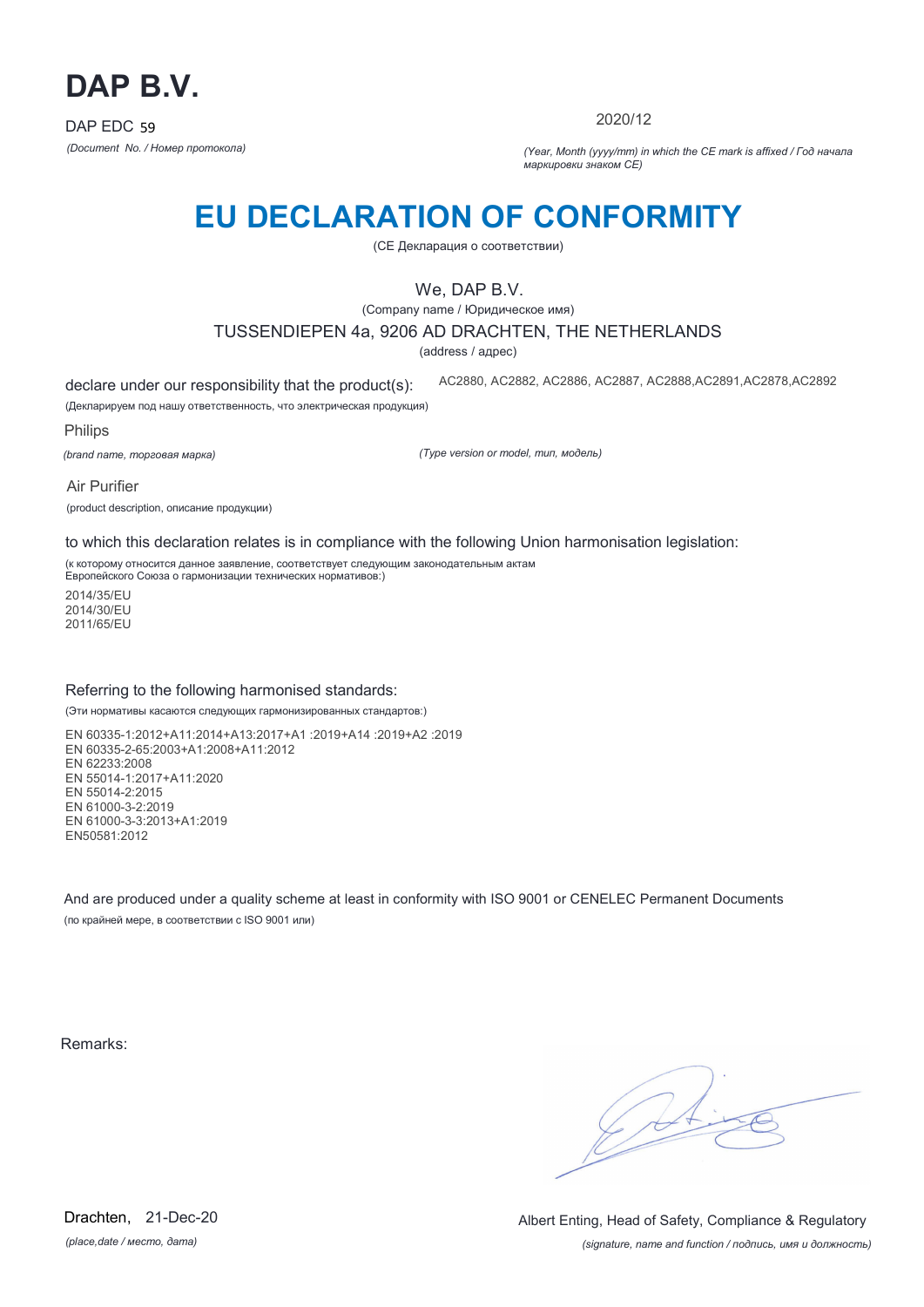# DAP B.V.

DAP EDC 59

*(Document No. / Номер протокола)*

2020/12

*(Year, Month (yyyy/mm) in which the CE mark is affixed / Год начала маркировки знаком CE)*

# EU DECLARATION OF CONFORMITY

(CE Декларация о соответствии)

We, DAP B.V.

(Company name / Юридическое имя)

TUSSENDIEPEN 4a, 9206 AD DRACHTEN, THE NETHERLANDS

(address / адрес)

declare under our responsibility that the product(s): AC2880, AC2882, AC2886, AC2887, AC2888,AC2891,AC2878,AC2892

(Декларируем под нашу ответственность, что электрическая продукция)

Philips

*(brand name, торговая марка)*

*(Type version or model, тип, модель)*

Air Purifier

(product description, описание продукции)

to which this declaration relates is in compliance with the following Union harmonisation legislation:

(к которому относится данное заявление, соответствует следующим законодательным актам Европейского Союза о гармонизации технических нормативов:)

2014/35/EU
2014/30/EU
2011/65/EU

Referring to the following harmonised standards:

(Эти нормативы касаются следующих гармонизированных стандартов:)

EN 60335-1:2012+A11:2014+A13:2017+A1 :2019+A14 :2019+A2 :2019
EN 60335-2-65:2003+A1:2008+A11:2012
EN 62233:2008
EN 55014-1:2017+A11:2020
EN 55014-2:2015
EN 61000-3-2:2019
EN 61000-3-3:2013+A1:2019
EN50581:2012

And are produced under a quality scheme at least in conformity with ISO 9001 or CENELEC Permanent Documents

(по крайней мере, в соответствии с ISO 9001 или)

Remarks:

Drachten, 21-Dec-20

*(place,date / место, дата)*

Albert Enting, Head of Safety, Compliance & Regulatory

*(signature, name and function / подпись, имя и должность)*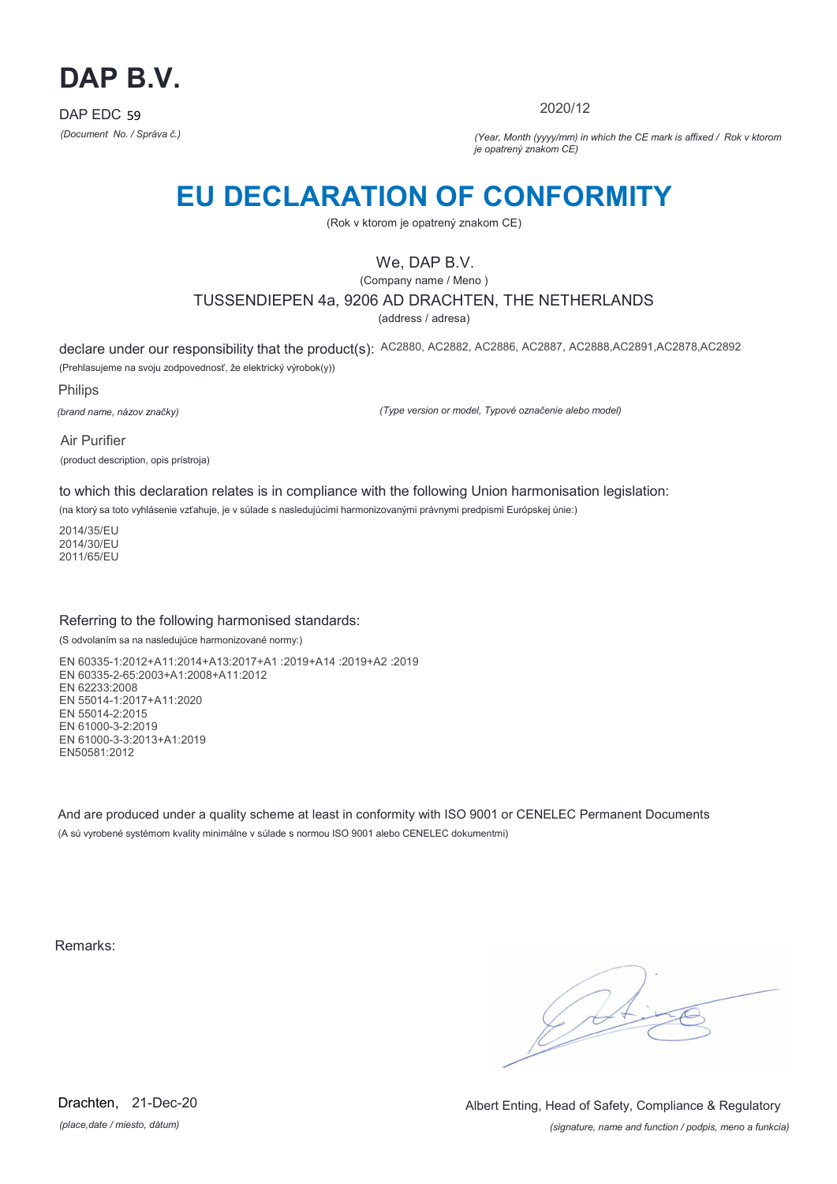# DAP B.V.

DAP EDC 59

*(Document No. / Správa č.)*

2020/12

*(Year, Month (yyyy/mm) in which the CE mark is affixed / Rok v ktorom je opatrený znakom CE)*

# EU DECLARATION OF CONFORMITY

(Rok v ktorom je opatrený znakom CE)

We, DAP B.V.

(Company name / Meno )

TUSSENDIEPEN 4a, 9206 AD DRACHTEN, THE NETHERLANDS

(address / adresa)

declare under our responsibility that the product(s): AC2880, AC2882, AC2886, AC2887, AC2888,AC2891,AC2878,AC2892

(Prehlasujeme na svoju zodpovednosť, že elektrický výrobok(y))

Philips

*(brand name, názov značky)*

*(Type version or model, Typové označenie alebo model)*

Air Purifier

(product description, opis prístroja)

to which this declaration relates is in compliance with the following Union harmonisation legislation:

(na ktorý sa toto vyhlásenie vzťahuje, je v súlade s nasledujúcimi harmonizovanými právnymi predpismi Európskej únie:)

2014/35/EU
2014/30/EU
2011/65/EU

Referring to the following harmonised standards:

(S odvolaním sa na nasledujúce harmonizované normy:)

EN 60335-1:2012+A11:2014+A13:2017+A1 :2019+A14 :2019+A2 :2019
EN 60335-2-65:2003+A1:2008+A11:2012
EN 62233:2008
EN 55014-1:2017+A11:2020
EN 55014-2:2015
EN 61000-3-2:2019
EN 61000-3-3:2013+A1:2019
EN50581:2012

And are produced under a quality scheme at least in conformity with ISO 9001 or CENELEC Permanent Documents

(A sú vyrobené systémom kvality minimálne v súlade s normou ISO 9001 alebo CENELEC dokumentmi)

Remarks:

Drachten, 21-Dec-20

*(place,date / miesto, dátum)*

Albert Enting, Head of Safety, Compliance & Regulatory

*(signature, name and function / podpis, meno a funkcia)*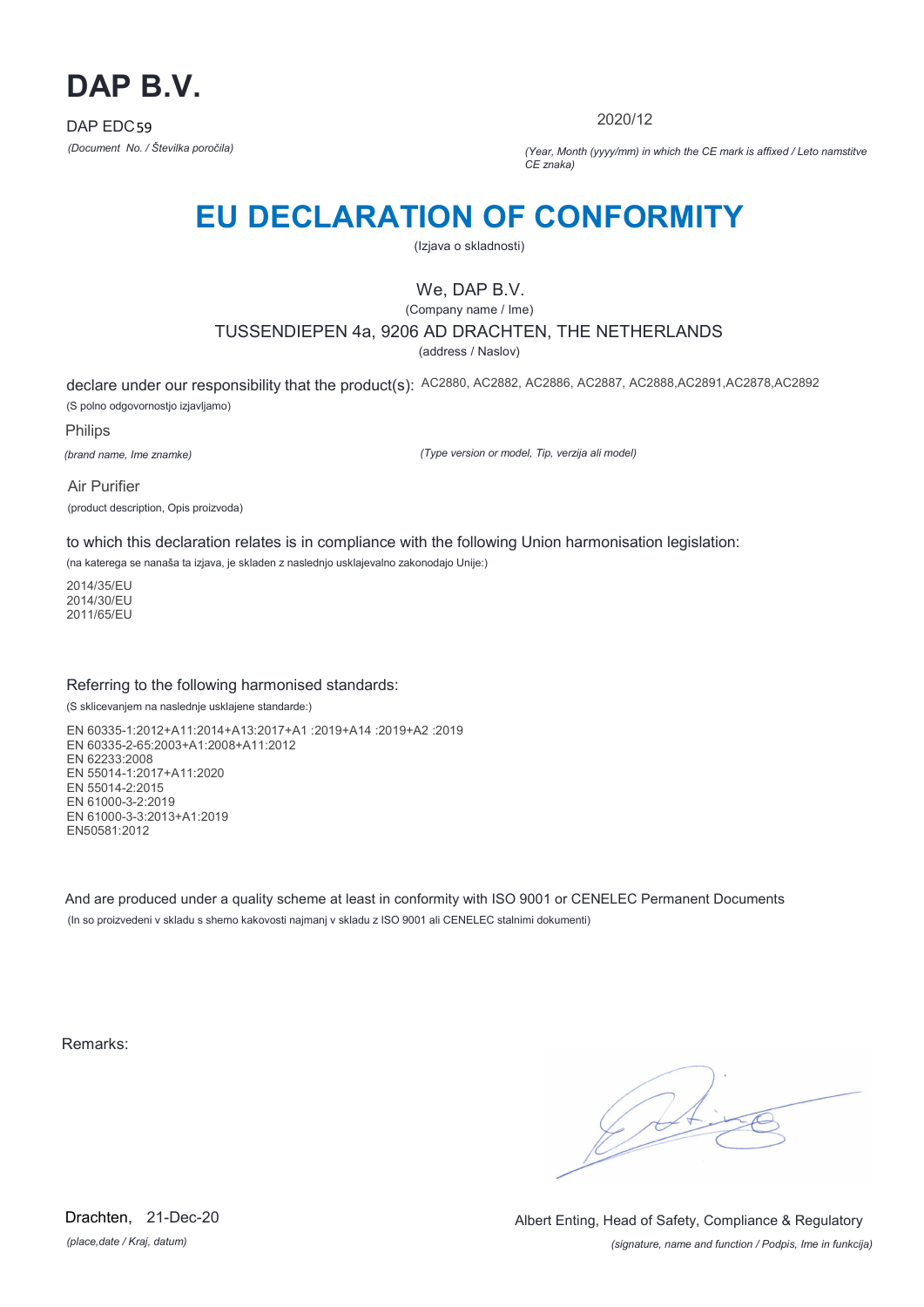# DAP B.V.

DAP EDC59

*(Document No. / Številka poročila)*

2020/12

*(Year, Month (yyyy/mm) in which the CE mark is affixed / Leto namstitve CE znaka)*

# EU DECLARATION OF CONFORMITY

(Izjava o skladnosti)

We, DAP B.V.

(Company name / Ime)

TUSSENDIEPEN 4a, 9206 AD DRACHTEN, THE NETHERLANDS

(address / Naslov)

declare under our responsibility that the product(s): AC2880, AC2882, AC2886, AC2887, AC2888,AC2891,AC2878,AC2892

(S polno odgovornostjo izjavljamo)

Philips

*(brand name, Ime znamke)*

*(Type version or model, Tip, verzija ali model)*

Air Purifier

(product description, Opis proizvoda)

to which this declaration relates is in compliance with the following Union harmonisation legislation:

(na katerega se nanaša ta izjava, je skladen z naslednjo usklajevalno zakonodajo Unije:)

2014/35/EU
2014/30/EU
2011/65/EU

Referring to the following harmonised standards:

(S sklicevanjem na naslednje usklajene standarde:)

EN 60335-1:2012+A11:2014+A13:2017+A1 :2019+A14 :2019+A2 :2019
EN 60335-2-65:2003+A1:2008+A11:2012
EN 62233:2008
EN 55014-1:2017+A11:2020
EN 55014-2:2015
EN 61000-3-2:2019
EN 61000-3-3:2013+A1:2019
EN50581:2012

And are produced under a quality scheme at least in conformity with ISO 9001 or CENELEC Permanent Documents

(In so proizvedeni v skladu s shemo kakovosti najmanj v skladu z ISO 9001 ali CENELEC stalnimi dokumenti)

Remarks:

Drachten, 21-Dec-20

*(place,date / Kraj, datum)*

Albert Enting, Head of Safety, Compliance & Regulatory

*(signature, name and function / Podpis, Ime in funkcija)*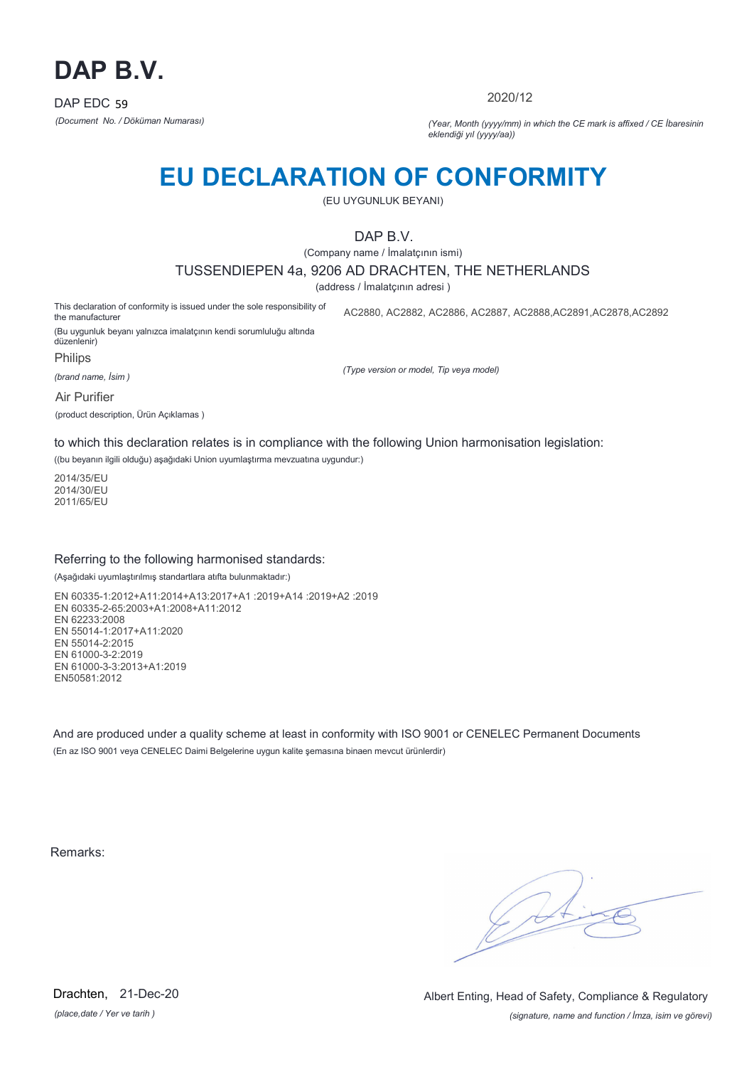# DAP B.V.

DAP EDC 59

*(Document No. / Döküman Numarası)*

2020/12

*(Year, Month (yyyy/mm) in which the CE mark is affixed / CE İbaresinin eklendiği yıl (yyyy/aa))*

# EU DECLARATION OF CONFORMITY

(EU UYGUNLUK BEYANI)

DAP B.V.

(Company name / İmalatçının ismi)

TUSSENDIEPEN 4a, 9206 AD DRACHTEN, THE NETHERLANDS

(address / İmalatçının adresi )

This declaration of conformity is issued under the sole responsibility of the manufacturer

(Bu uygunluk beyanı yalnızca imalatçının kendi sorumluluğu altında düzenlenir)

AC2880, AC2882, AC2886, AC2887, AC2888,AC2891,AC2878,AC2892

Philips

*(brand name, İsim )*

*(Type version or model, Tip veya model)*

Air Purifier

(product description, Ürün Açıklamas )

to which this declaration relates is in compliance with the following Union harmonisation legislation:

((bu beyanın ilgili olduğu) aşağıdaki Union uyumlaştırma mevzuatına uygundur:)

2014/35/EU
2014/30/EU
2011/65/EU

Referring to the following harmonised standards:

(Aşağıdaki uyumlaştırılmış standartlara atıfta bulunmaktadır:)

EN 60335-1:2012+A11:2014+A13:2017+A1 :2019+A14 :2019+A2 :2019
EN 60335-2-65:2003+A1:2008+A11:2012
EN 62233:2008
EN 55014-1:2017+A11:2020
EN 55014-2:2015
EN 61000-3-2:2019
EN 61000-3-3:2013+A1:2019
EN50581:2012

And are produced under a quality scheme at least in conformity with ISO 9001 or CENELEC Permanent Documents

(En az ISO 9001 veya CENELEC Daimi Belgelerine uygun kalite şemasına binaen mevcut ürünlerdir)

Remarks:

Drachten, 21-Dec-20

*(place,date / Yer ve tarih )*

Albert Enting, Head of Safety, Compliance & Regulatory

*(signature, name and function / İmza, isim ve görevi)*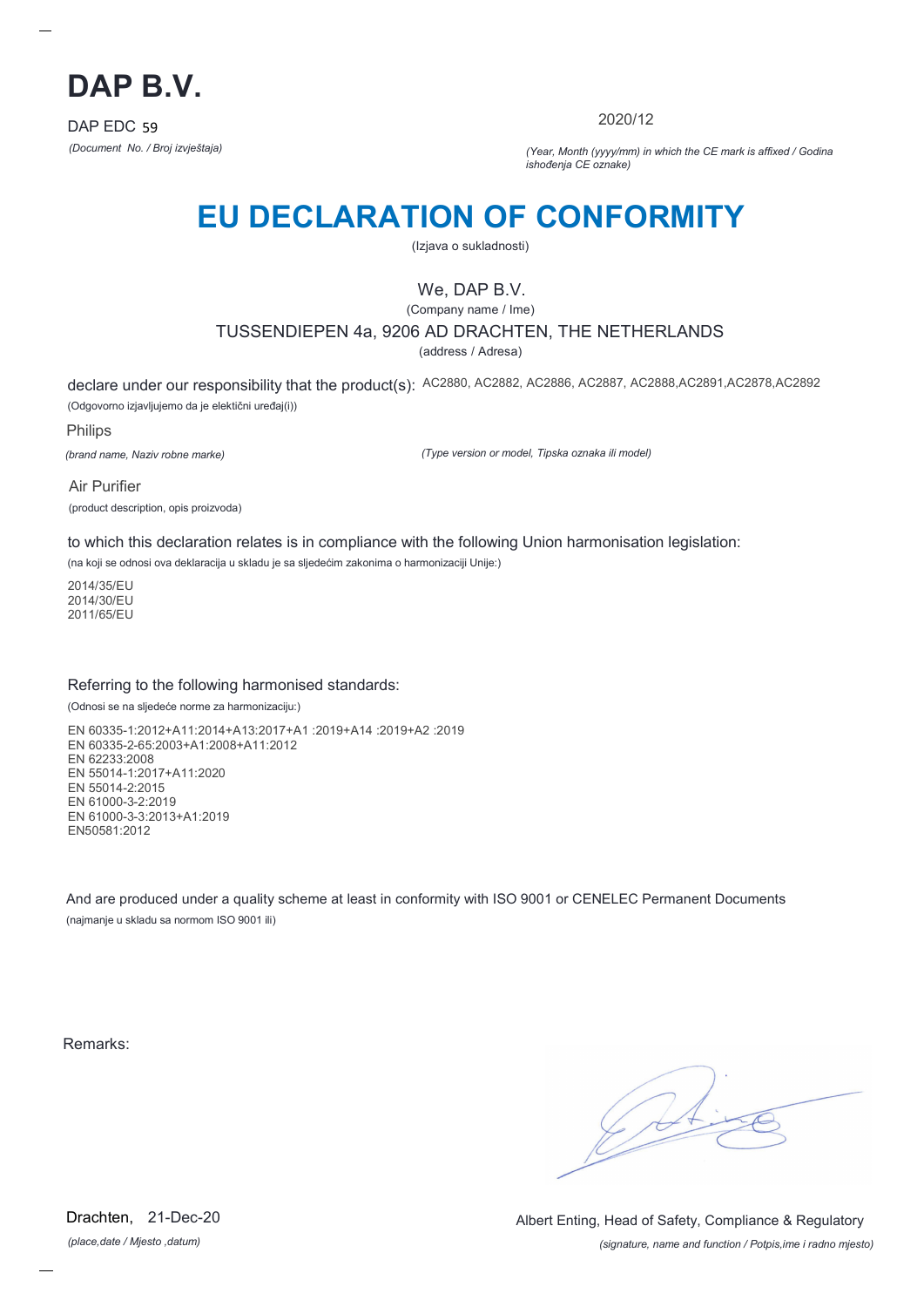# DAP B.V.

DAP EDC 59

*(Document No. / Broj izvještaja)*

2020/12

*(Year, Month (yyyy/mm) in which the CE mark is affixed / Godina ishođenja CE oznake)*

# EU DECLARATION OF CONFORMITY

(Izjava o sukladnosti)

We, DAP B.V.

(Company name / Ime)

TUSSENDIEPEN 4a, 9206 AD DRACHTEN, THE NETHERLANDS

(address / Adresa)

declare under our responsibility that the product(s): AC2880, AC2882, AC2886, AC2887, AC2888,AC2891,AC2878,AC2892

(Odgovorno izjavljujemo da je elektični uređaj(i))

Philips

*(brand name, Naziv robne marke)*

*(Type version or model, Tipska oznaka ili model)*

Air Purifier

(product description, opis proizvoda)

to which this declaration relates is in compliance with the following Union harmonisation legislation:

(na koji se odnosi ova deklaracija u skladu je sa sljedećim zakonima o harmonizaciji Unije:)

2014/35/EU
2014/30/EU
2011/65/EU

Referring to the following harmonised standards:

(Odnosi se na sljedeće norme za harmonizaciju:)

EN 60335-1:2012+A11:2014+A13:2017+A1 :2019+A14 :2019+A2 :2019
EN 60335-2-65:2003+A1:2008+A11:2012
EN 62233:2008
EN 55014-1:2017+A11:2020
EN 55014-2:2015
EN 61000-3-2:2019
EN 61000-3-3:2013+A1:2019
EN50581:2012

And are produced under a quality scheme at least in conformity with ISO 9001 or CENELEC Permanent Documents

(najmanje u skladu sa normom ISO 9001 ili)

Remarks:

Drachten, 21-Dec-20

*(place,date / Mjesto ,datum)*

Albert Enting, Head of Safety, Compliance & Regulatory

*(signature, name and function / Potpis,ime i radno mjesto)*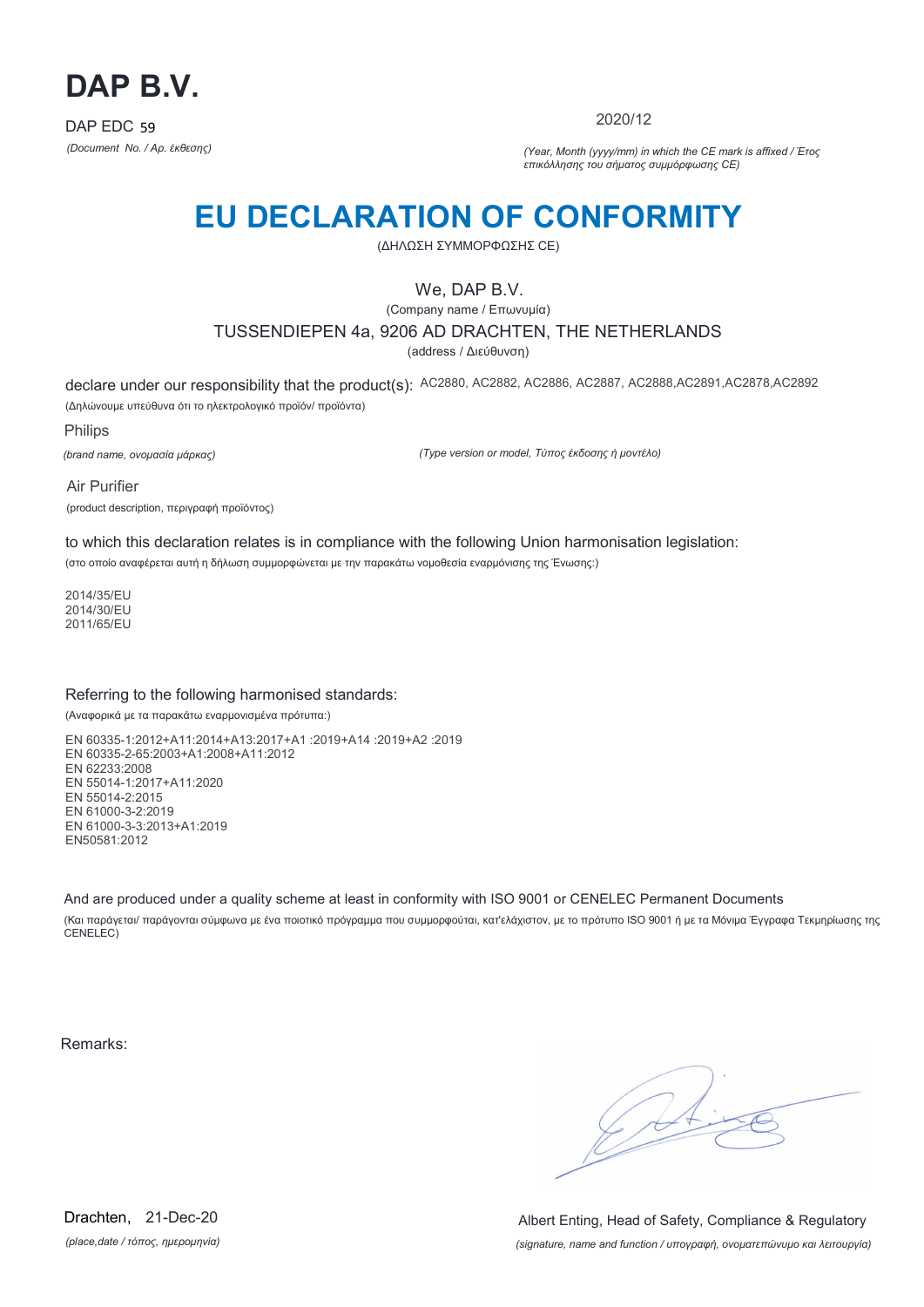# DAP B.V.

DAP EDC 59

*(Document No. / Αρ. έκθεσης)*

2020/12

*(Year, Month (yyyy/mm) in which the CE mark is affixed / Έτος επικόλλησης του σήματος συμμόρφωσης CE)*

# EU DECLARATION OF CONFORMITY

(ΔΗΛΩΣΗ ΣΥΜΜΟΡΦΩΣΗΣ CE)

We, DAP B.V.

(Company name / Επωνυμία)

TUSSENDIEPEN 4a, 9206 AD DRACHTEN, THE NETHERLANDS

(address / Διεύθυνση)

declare under our responsibility that the product(s): AC2880, AC2882, AC2886, AC2887, AC2888,AC2891,AC2878,AC2892

(Δηλώνουμε υπεύθυνα ότι το ηλεκτρολογικό προϊόν/ προϊόντα)

Philips

*(brand name, ονομασία μάρκας)*

*(Type version or model, Τύπος έκδοσης ή μοντέλο)*

Air Purifier

(product description, περιγραφή προϊόντος)

to which this declaration relates is in compliance with the following Union harmonisation legislation:

(στο οποίο αναφέρεται αυτή η δήλωση συμμορφώνεται με την παρακάτω νομοθεσία εναρμόνισης της Ένωσης:)

2014/35/EU
2014/30/EU
2011/65/EU

Referring to the following harmonised standards:

(Αναφορικά με τα παρακάτω εναρμονισμένα πρότυπα:)

EN 60335-1:2012+A11:2014+A13:2017+A1 :2019+A14 :2019+A2 :2019
EN 60335-2-65:2003+A1:2008+A11:2012
EN 62233:2008
EN 55014-1:2017+A11:2020
EN 55014-2:2015
EN 61000-3-2:2019
EN 61000-3-3:2013+A1:2019
EN50581:2012

And are produced under a quality scheme at least in conformity with ISO 9001 or CENELEC Permanent Documents

(Και παράγεται/ παράγονται σύμφωνα με ένα ποιοτικό πρόγραμμα που συμμορφούται, κατ'ελάχιστον, με το πρότυπο ISO 9001 ή με τα Μόνιμα Έγγραφα Τεκμηρίωσης της CENELEC)

Remarks:

Drachten, 21-Dec-20

*(place,date / τόπος, ημερομηνία)*

Albert Enting, Head of Safety, Compliance & Regulatory

*(signature, name and function / υπογραφή, ονοματεπώνυμο και λειτουργία)*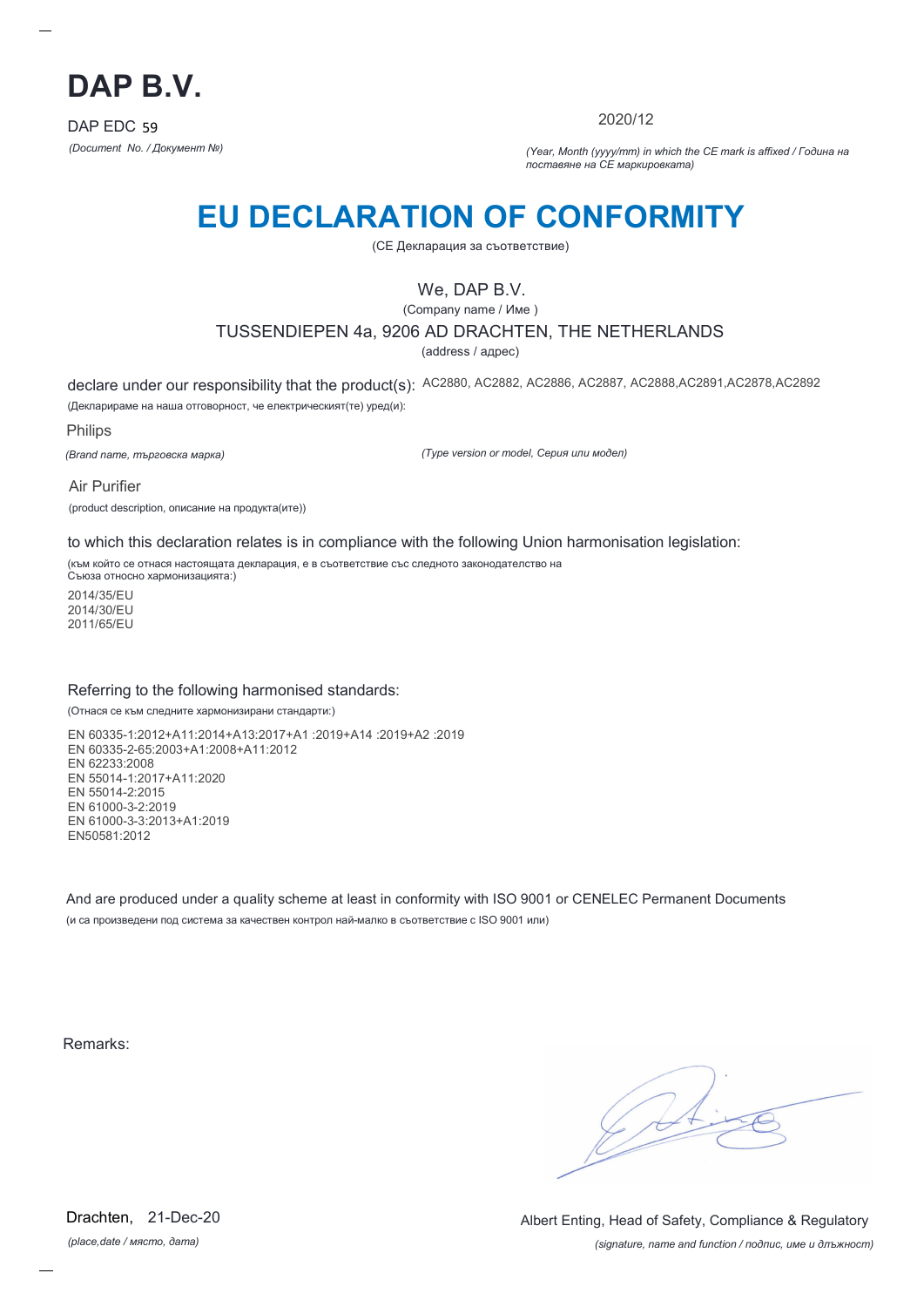# DAP B.V.

DAP EDC 59

*(Document No. / Документ №)*

2020/12

*(Year, Month (yyyy/mm) in which the CE mark is affixed / Година на поставяне на CE маркировката)*

# EU DECLARATION OF CONFORMITY

(CE Декларация за съответствие)

We, DAP B.V.

(Company name / Име )

TUSSENDIEPEN 4a, 9206 AD DRACHTEN, THE NETHERLANDS

(address / адрес)

declare under our responsibility that the product(s): AC2880, AC2882, AC2886, AC2887, AC2888,AC2891,AC2878,AC2892

(Декларираме на наша отговорност, че електрическият(те) уред(и):

Philips

*(Brand name, търговска марка)*

*(Type version or model, Серия или модел)*

Air Purifier

(product description, описание на продукта(ите))

to which this declaration relates is in compliance with the following Union harmonisation legislation:

(към който се отнася настоящата декларация, е в съответствие със следното законодателство на Съюза относно хармонизацията:)

2014/35/EU
2014/30/EU
2011/65/EU

Referring to the following harmonised standards:

(Отнася се към следните хармонизирани стандарти:)

EN 60335-1:2012+A11:2014+A13:2017+A1 :2019+A14 :2019+A2 :2019
EN 60335-2-65:2003+A1:2008+A11:2012
EN 62233:2008
EN 55014-1:2017+A11:2020
EN 55014-2:2015
EN 61000-3-2:2019
EN 61000-3-3:2013+A1:2019
EN50581:2012

And are produced under a quality scheme at least in conformity with ISO 9001 or CENELEC Permanent Documents

(и са произведени под система за качествен контрол най-малко в съответствие с ISO 9001 или)

Remarks:

Drachten, 21-Dec-20

*(place,date / място, дата)*

Albert Enting, Head of Safety, Compliance & Regulatory

*(signature, name and function / подпис, име и длъжност)*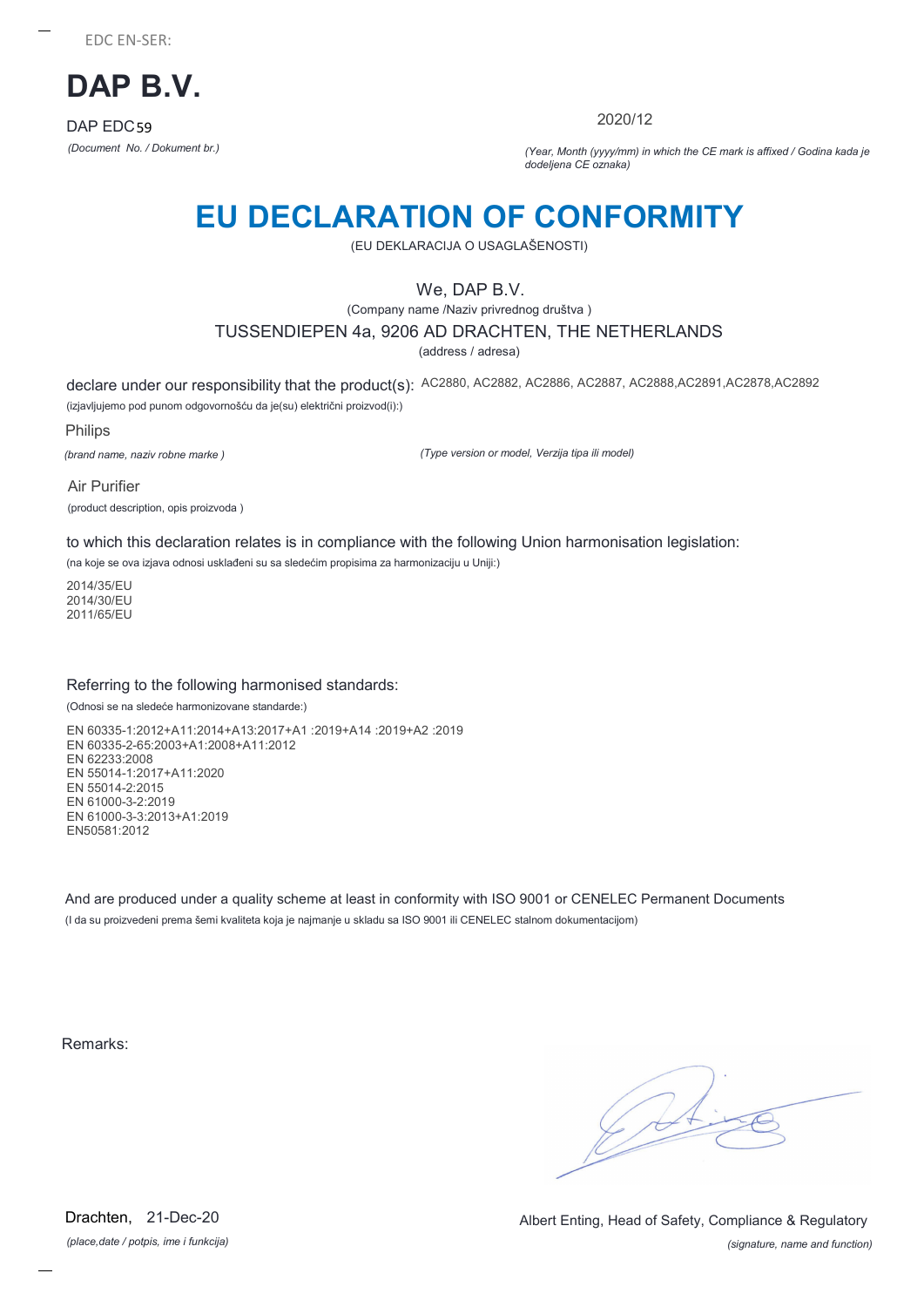EDC EN-SER:

# DAP B.V.

DAP EDC59

*(Document No. / Dokument br.)*

2020/12

*(Year, Month (yyyy/mm) in which the CE mark is affixed / Godina kada je dodeljena CE oznaka)*

# EU DECLARATION OF CONFORMITY

(EU DEKLARACIJA O USAGLAŠENOSTI)

We, DAP B.V.

(Company name /Naziv privrednog društva )

TUSSENDIEPEN 4a, 9206 AD DRACHTEN, THE NETHERLANDS

(address / adresa)

declare under our responsibility that the product(s): AC2880, AC2882, AC2886, AC2887, AC2888,AC2891,AC2878,AC2892

(izjavljujemo pod punom odgovornošću da je(su) električni proizvod(i):)

Philips

*(brand name, naziv robne marke )*

*(Type version or model, Verzija tipa ili model)*

Air Purifier

(product description, opis proizvoda )

to which this declaration relates is in compliance with the following Union harmonisation legislation:

(na koje se ova izjava odnosi usklađeni su sa sledećim propisima za harmonizaciju u Uniji:)

2014/35/EU
2014/30/EU
2011/65/EU

Referring to the following harmonised standards:

(Odnosi se na sledeće harmonizovane standarde:)

EN 60335-1:2012+A11:2014+A13:2017+A1 :2019+A14 :2019+A2 :2019
EN 60335-2-65:2003+A1:2008+A11:2012
EN 62233:2008
EN 55014-1:2017+A11:2020
EN 55014-2:2015
EN 61000-3-2:2019
EN 61000-3-3:2013+A1:2019
EN50581:2012

And are produced under a quality scheme at least in conformity with ISO 9001 or CENELEC Permanent Documents

(I da su proizvedeni prema šemi kvaliteta koja je najmanje u skladu sa ISO 9001 ili CENELEC stalnom dokumentacijom)

Remarks:

Drachten, 21-Dec-20

*(place,date / potpis, ime i funkcija)*

Albert Enting, Head of Safety, Compliance & Regulatory

*(signature, name and function)*